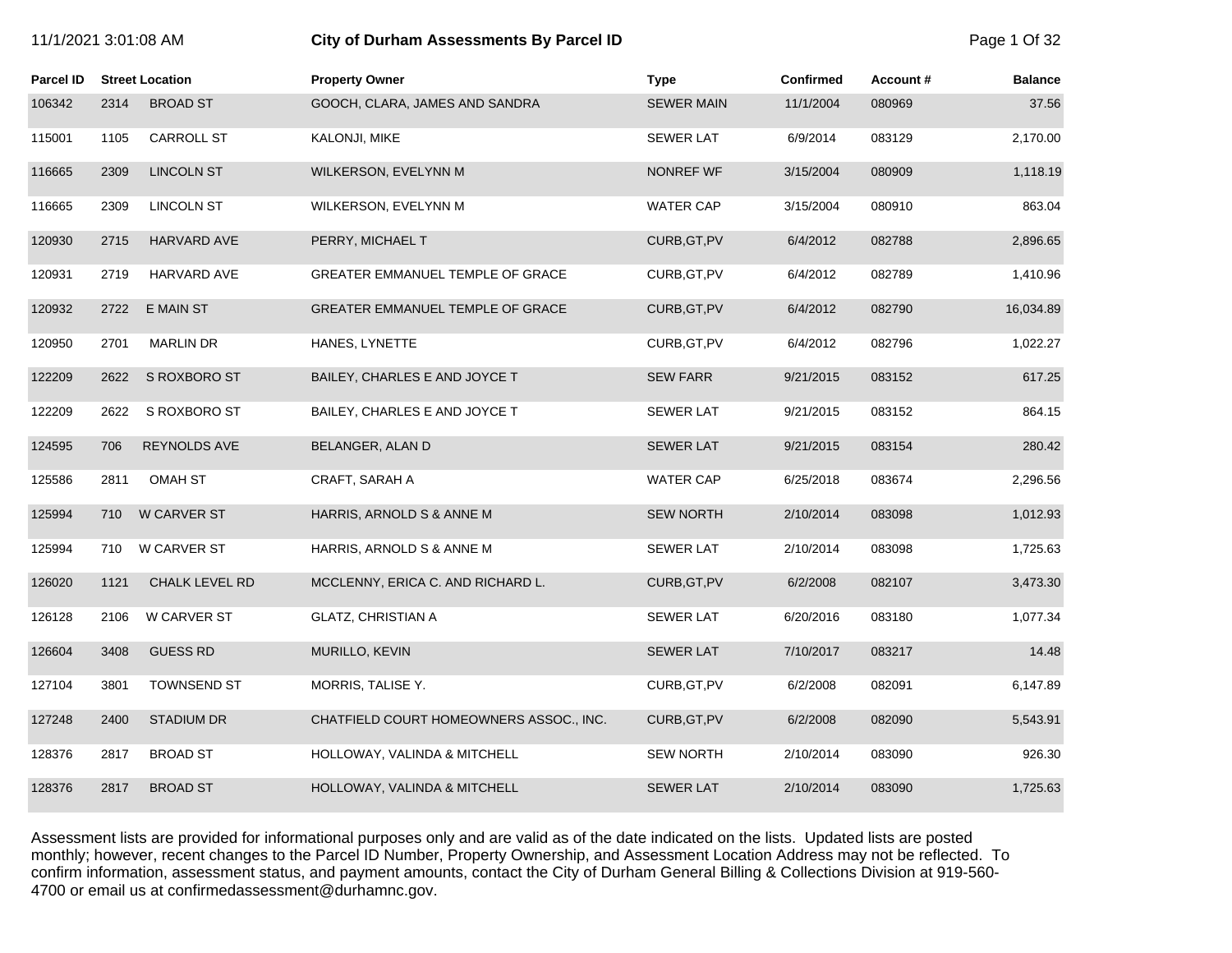# City of Durham Assessments By Parcel ID

11/1/2021 3:01:08 AM

| Parcel ID | Street Location | | Property Owner | Type | Confirmed | Account # | Balance |
|---|---|---|---|---|---|---|---|
| 106342 | 2314 | BROAD ST | GOOCH, CLARA, JAMES AND SANDRA | SEWER MAIN | 11/1/2004 | 080969 | 37.56 |
| 115001 | 1105 | CARROLL ST | KALONJI, MIKE | SEWER LAT | 6/9/2014 | 083129 | 2,170.00 |
| 116665 | 2309 | LINCOLN ST | WILKERSON, EVELYNN M | NONREF WF | 3/15/2004 | 080909 | 1,118.19 |
| 116665 | 2309 | LINCOLN ST | WILKERSON, EVELYNN M | WATER CAP | 3/15/2004 | 080910 | 863.04 |
| 120930 | 2715 | HARVARD AVE | PERRY, MICHAEL T | CURB,GT,PV | 6/4/2012 | 082788 | 2,896.65 |
| 120931 | 2719 | HARVARD AVE | GREATER EMMANUEL TEMPLE OF GRACE | CURB,GT,PV | 6/4/2012 | 082789 | 1,410.96 |
| 120932 | 2722 | E MAIN ST | GREATER EMMANUEL TEMPLE OF GRACE | CURB,GT,PV | 6/4/2012 | 082790 | 16,034.89 |
| 120950 | 2701 | MARLIN DR | HANES, LYNETTE | CURB,GT,PV | 6/4/2012 | 082796 | 1,022.27 |
| 122209 | 2622 | S ROXBORO ST | BAILEY, CHARLES E AND JOYCE T | SEW FARR | 9/21/2015 | 083152 | 617.25 |
| 122209 | 2622 | S ROXBORO ST | BAILEY, CHARLES E AND JOYCE T | SEWER LAT | 9/21/2015 | 083152 | 864.15 |
| 124595 | 706 | REYNOLDS AVE | BELANGER, ALAN D | SEWER LAT | 9/21/2015 | 083154 | 280.42 |
| 125586 | 2811 | OMAH ST | CRAFT, SARAH A | WATER CAP | 6/25/2018 | 083674 | 2,296.56 |
| 125994 | 710 | W CARVER ST | HARRIS, ARNOLD S & ANNE M | SEW NORTH | 2/10/2014 | 083098 | 1,012.93 |
| 125994 | 710 | W CARVER ST | HARRIS, ARNOLD S & ANNE M | SEWER LAT | 2/10/2014 | 083098 | 1,725.63 |
| 126020 | 1121 | CHALK LEVEL RD | MCCLENNY, ERICA C. AND RICHARD L. | CURB,GT,PV | 6/2/2008 | 082107 | 3,473.30 |
| 126128 | 2106 | W CARVER ST | GLATZ, CHRISTIAN A | SEWER LAT | 6/20/2016 | 083180 | 1,077.34 |
| 126604 | 3408 | GUESS RD | MURILLO, KEVIN | SEWER LAT | 7/10/2017 | 083217 | 14.48 |
| 127104 | 3801 | TOWNSEND ST | MORRIS, TALISE Y. | CURB,GT,PV | 6/2/2008 | 082091 | 6,147.89 |
| 127248 | 2400 | STADIUM DR | CHATFIELD COURT HOMEOWNERS ASSOC., INC. | CURB,GT,PV | 6/2/2008 | 082090 | 5,543.91 |
| 128376 | 2817 | BROAD ST | HOLLOWAY, VALINDA & MITCHELL | SEW NORTH | 2/10/2014 | 083090 | 926.30 |
| 128376 | 2817 | BROAD ST | HOLLOWAY, VALINDA & MITCHELL | SEWER LAT | 2/10/2014 | 083090 | 1,725.63 |

Assessment lists are provided for informational purposes only and are valid as of the date indicated on the lists. Updated lists are posted monthly; however, recent changes to the Parcel ID Number, Property Ownership, and Assessment Location Address may not be reflected. To confirm information, assessment status, and payment amounts, contact the City of Durham General Billing & Collections Division at 919-560-4700 or email us at confirmedassessment@durhamnc.gov.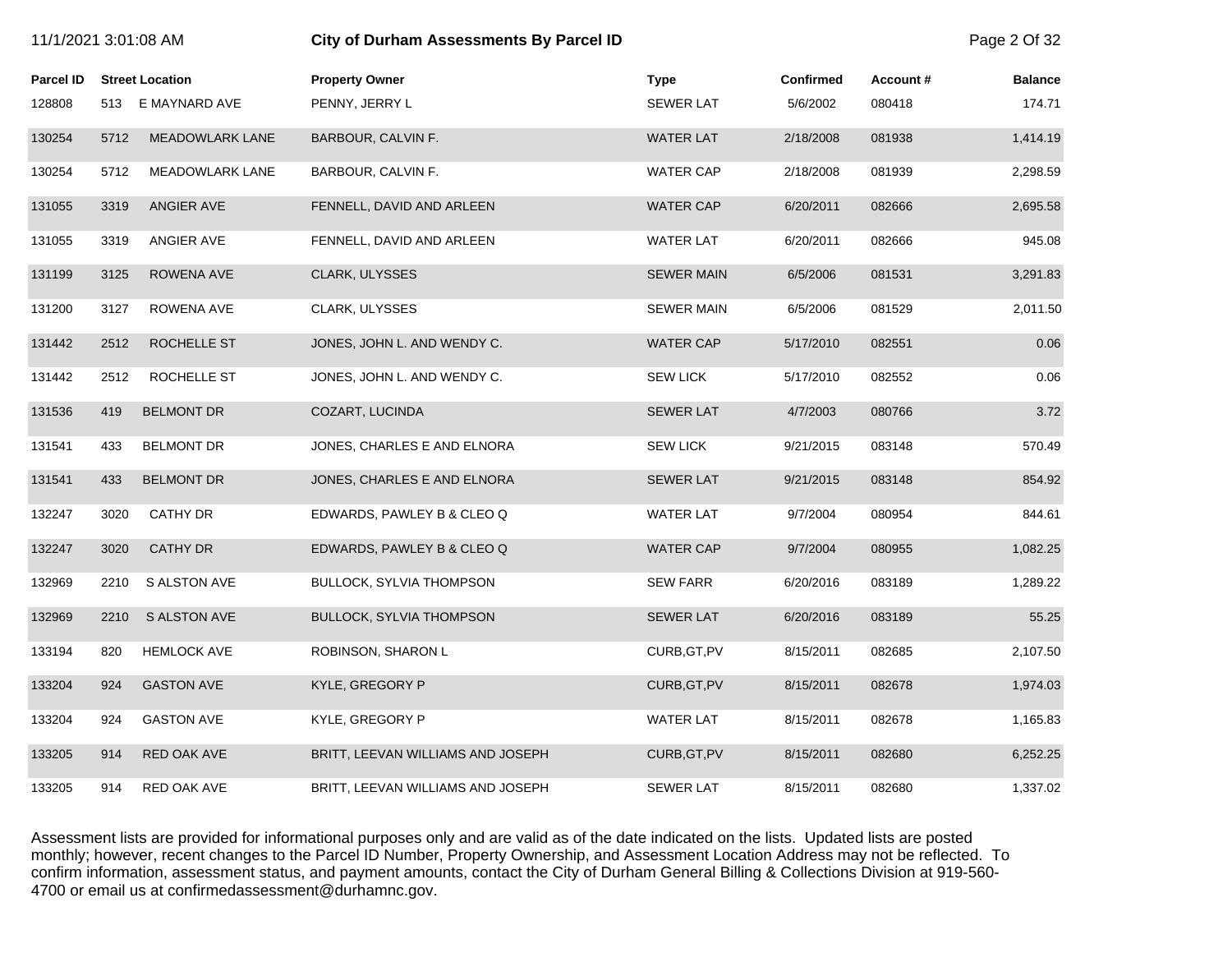| Parcel ID | Street Location | | Property Owner | Type | Confirmed | Account # | Balance |
|---|---|---|---|---|---|---|---|
| 128808 | 513 | E MAYNARD AVE | PENNY, JERRY L | SEWER LAT | 5/6/2002 | 080418 | 174.71 |
| 130254 | 5712 | MEADOWLARK LANE | BARBOUR, CALVIN F. | WATER LAT | 2/18/2008 | 081938 | 1,414.19 |
| 130254 | 5712 | MEADOWLARK LANE | BARBOUR, CALVIN F. | WATER CAP | 2/18/2008 | 081939 | 2,298.59 |
| 131055 | 3319 | ANGIER AVE | FENNELL, DAVID AND ARLEEN | WATER CAP | 6/20/2011 | 082666 | 2,695.58 |
| 131055 | 3319 | ANGIER AVE | FENNELL, DAVID AND ARLEEN | WATER LAT | 6/20/2011 | 082666 | 945.08 |
| 131199 | 3125 | ROWENA AVE | CLARK, ULYSSES | SEWER MAIN | 6/5/2006 | 081531 | 3,291.83 |
| 131200 | 3127 | ROWENA AVE | CLARK, ULYSSES | SEWER MAIN | 6/5/2006 | 081529 | 2,011.50 |
| 131442 | 2512 | ROCHELLE ST | JONES, JOHN L. AND WENDY C. | WATER CAP | 5/17/2010 | 082551 | 0.06 |
| 131442 | 2512 | ROCHELLE ST | JONES, JOHN L. AND WENDY C. | SEW LICK | 5/17/2010 | 082552 | 0.06 |
| 131536 | 419 | BELMONT DR | COZART, LUCINDA | SEWER LAT | 4/7/2003 | 080766 | 3.72 |
| 131541 | 433 | BELMONT DR | JONES, CHARLES E AND ELNORA | SEW LICK | 9/21/2015 | 083148 | 570.49 |
| 131541 | 433 | BELMONT DR | JONES, CHARLES E AND ELNORA | SEWER LAT | 9/21/2015 | 083148 | 854.92 |
| 132247 | 3020 | CATHY DR | EDWARDS, PAWLEY B & CLEO Q | WATER LAT | 9/7/2004 | 080954 | 844.61 |
| 132247 | 3020 | CATHY DR | EDWARDS, PAWLEY B & CLEO Q | WATER CAP | 9/7/2004 | 080955 | 1,082.25 |
| 132969 | 2210 | S ALSTON AVE | BULLOCK, SYLVIA THOMPSON | SEW FARR | 6/20/2016 | 083189 | 1,289.22 |
| 132969 | 2210 | S ALSTON AVE | BULLOCK, SYLVIA THOMPSON | SEWER LAT | 6/20/2016 | 083189 | 55.25 |
| 133194 | 820 | HEMLOCK AVE | ROBINSON, SHARON L | CURB,GT,PV | 8/15/2011 | 082685 | 2,107.50 |
| 133204 | 924 | GASTON AVE | KYLE, GREGORY P | CURB,GT,PV | 8/15/2011 | 082678 | 1,974.03 |
| 133204 | 924 | GASTON AVE | KYLE, GREGORY P | WATER LAT | 8/15/2011 | 082678 | 1,165.83 |
| 133205 | 914 | RED OAK AVE | BRITT, LEEVAN WILLIAMS AND JOSEPH | CURB,GT,PV | 8/15/2011 | 082680 | 6,252.25 |
| 133205 | 914 | RED OAK AVE | BRITT, LEEVAN WILLIAMS AND JOSEPH | SEWER LAT | 8/15/2011 | 082680 | 1,337.02 |

Assessment lists are provided for informational purposes only and are valid as of the date indicated on the lists. Updated lists are posted monthly; however, recent changes to the Parcel ID Number, Property Ownership, and Assessment Location Address may not be reflected. To confirm information, assessment status, and payment amounts, contact the City of Durham General Billing & Collections Division at 919-560-4700 or email us at confirmedassessment@durhamnc.gov.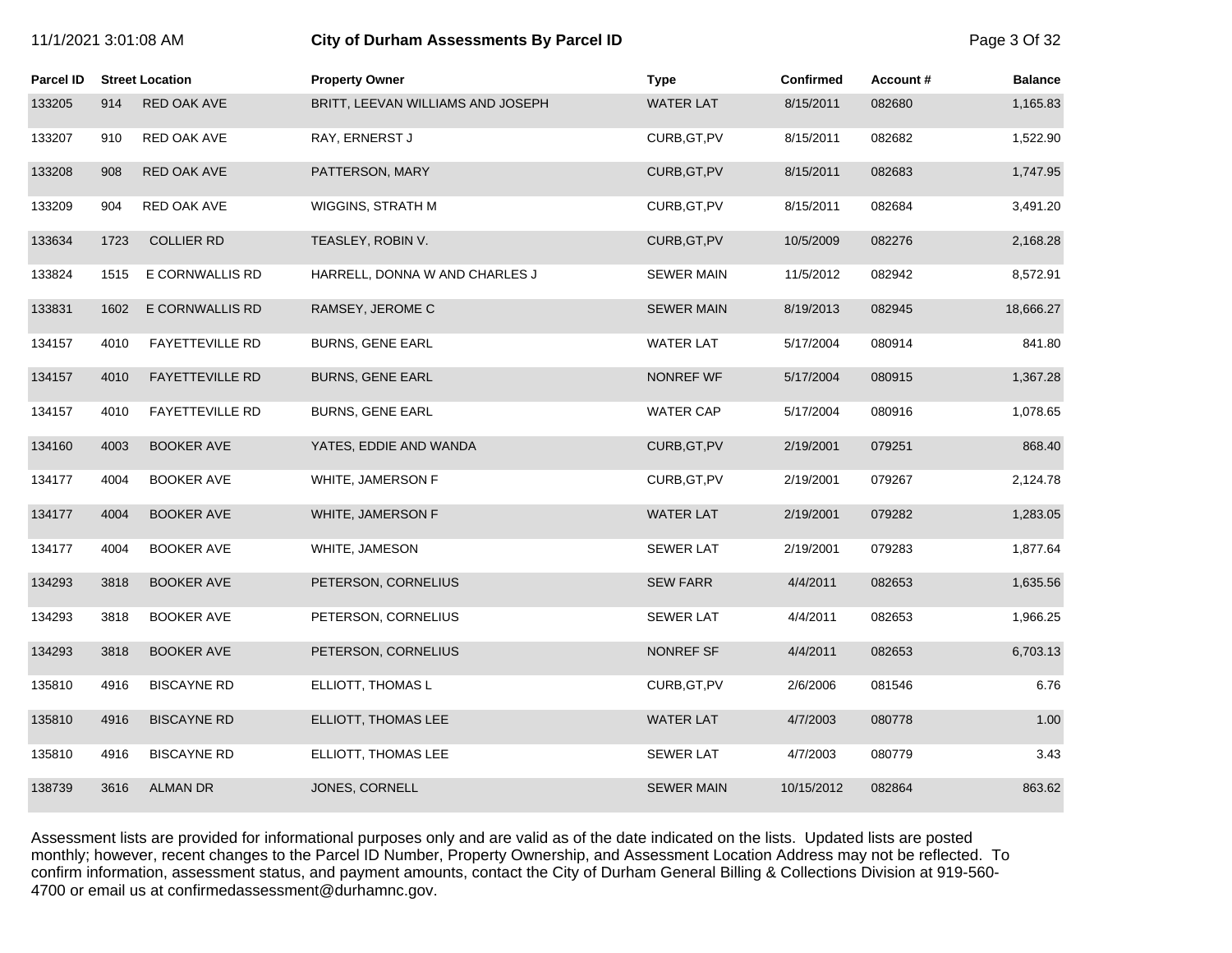# City of Durham Assessments By Parcel ID

11/1/2021 3:01:08 AM

| Parcel ID | Street Location | | Property Owner | Type | Confirmed | Account # | Balance |
|---|---|---|---|---|---|---|---|
| 133205 | 914 | RED OAK AVE | BRITT, LEEVAN WILLIAMS AND JOSEPH | WATER LAT | 8/15/2011 | 082680 | 1,165.83 |
| 133207 | 910 | RED OAK AVE | RAY, ERNERST J | CURB,GT,PV | 8/15/2011 | 082682 | 1,522.90 |
| 133208 | 908 | RED OAK AVE | PATTERSON, MARY | CURB,GT,PV | 8/15/2011 | 082683 | 1,747.95 |
| 133209 | 904 | RED OAK AVE | WIGGINS, STRATH M | CURB,GT,PV | 8/15/2011 | 082684 | 3,491.20 |
| 133634 | 1723 | COLLIER RD | TEASLEY, ROBIN V. | CURB,GT,PV | 10/5/2009 | 082276 | 2,168.28 |
| 133824 | 1515 | E CORNWALLIS RD | HARRELL, DONNA W AND CHARLES J | SEWER MAIN | 11/5/2012 | 082942 | 8,572.91 |
| 133831 | 1602 | E CORNWALLIS RD | RAMSEY, JEROME C | SEWER MAIN | 8/19/2013 | 082945 | 18,666.27 |
| 134157 | 4010 | FAYETTEVILLE RD | BURNS, GENE EARL | WATER LAT | 5/17/2004 | 080914 | 841.80 |
| 134157 | 4010 | FAYETTEVILLE RD | BURNS, GENE EARL | NONREF WF | 5/17/2004 | 080915 | 1,367.28 |
| 134157 | 4010 | FAYETTEVILLE RD | BURNS, GENE EARL | WATER CAP | 5/17/2004 | 080916 | 1,078.65 |
| 134160 | 4003 | BOOKER AVE | YATES, EDDIE AND WANDA | CURB,GT,PV | 2/19/2001 | 079251 | 868.40 |
| 134177 | 4004 | BOOKER AVE | WHITE, JAMERSON F | CURB,GT,PV | 2/19/2001 | 079267 | 2,124.78 |
| 134177 | 4004 | BOOKER AVE | WHITE, JAMERSON F | WATER LAT | 2/19/2001 | 079282 | 1,283.05 |
| 134177 | 4004 | BOOKER AVE | WHITE, JAMESON | SEWER LAT | 2/19/2001 | 079283 | 1,877.64 |
| 134293 | 3818 | BOOKER AVE | PETERSON, CORNELIUS | SEW FARR | 4/4/2011 | 082653 | 1,635.56 |
| 134293 | 3818 | BOOKER AVE | PETERSON, CORNELIUS | SEWER LAT | 4/4/2011 | 082653 | 1,966.25 |
| 134293 | 3818 | BOOKER AVE | PETERSON, CORNELIUS | NONREF SF | 4/4/2011 | 082653 | 6,703.13 |
| 135810 | 4916 | BISCAYNE RD | ELLIOTT, THOMAS L | CURB,GT,PV | 2/6/2006 | 081546 | 6.76 |
| 135810 | 4916 | BISCAYNE RD | ELLIOTT, THOMAS LEE | WATER LAT | 4/7/2003 | 080778 | 1.00 |
| 135810 | 4916 | BISCAYNE RD | ELLIOTT, THOMAS LEE | SEWER LAT | 4/7/2003 | 080779 | 3.43 |
| 138739 | 3616 | ALMAN DR | JONES, CORNELL | SEWER MAIN | 10/15/2012 | 082864 | 863.62 |

Assessment lists are provided for informational purposes only and are valid as of the date indicated on the lists. Updated lists are posted monthly; however, recent changes to the Parcel ID Number, Property Ownership, and Assessment Location Address may not be reflected. To confirm information, assessment status, and payment amounts, contact the City of Durham General Billing & Collections Division at 919-560-4700 or email us at confirmedassessment@durhamnc.gov.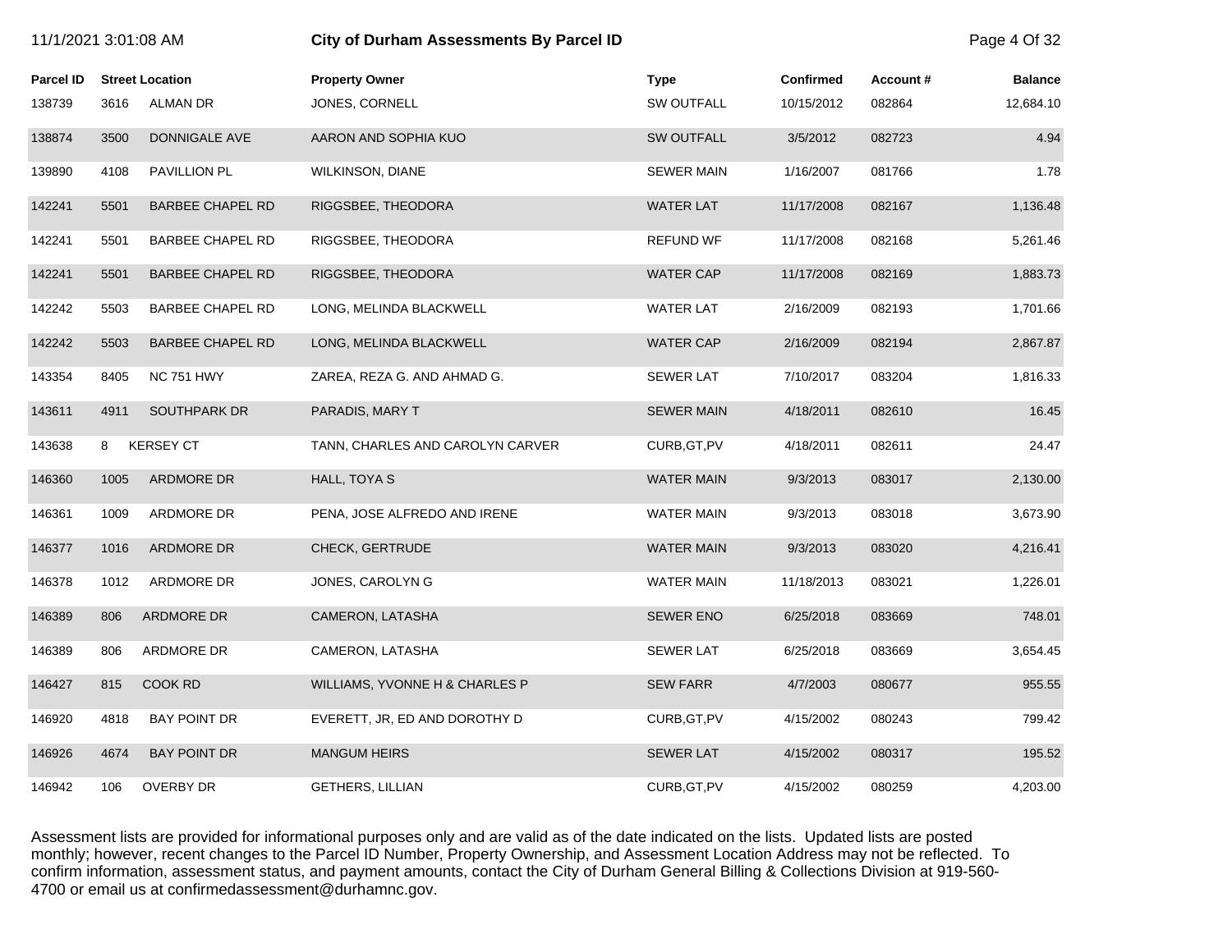# City of Durham Assessments By Parcel ID

| Parcel ID | Street Location | | Property Owner | Type | Confirmed | Account # | Balance |
|---|---|---|---|---|---|---|---|
| 138739 | 3616 | ALMAN DR | JONES, CORNELL | SW OUTFALL | 10/15/2012 | 082864 | 12,684.10 |
| 138874 | 3500 | DONNIGALE AVE | AARON AND SOPHIA KUO | SW OUTFALL | 3/5/2012 | 082723 | 4.94 |
| 139890 | 4108 | PAVILLION PL | WILKINSON, DIANE | SEWER MAIN | 1/16/2007 | 081766 | 1.78 |
| 142241 | 5501 | BARBEE CHAPEL RD | RIGGSBEE, THEODORA | WATER LAT | 11/17/2008 | 082167 | 1,136.48 |
| 142241 | 5501 | BARBEE CHAPEL RD | RIGGSBEE, THEODORA | REFUND WF | 11/17/2008 | 082168 | 5,261.46 |
| 142241 | 5501 | BARBEE CHAPEL RD | RIGGSBEE, THEODORA | WATER CAP | 11/17/2008 | 082169 | 1,883.73 |
| 142242 | 5503 | BARBEE CHAPEL RD | LONG, MELINDA BLACKWELL | WATER LAT | 2/16/2009 | 082193 | 1,701.66 |
| 142242 | 5503 | BARBEE CHAPEL RD | LONG, MELINDA BLACKWELL | WATER CAP | 2/16/2009 | 082194 | 2,867.87 |
| 143354 | 8405 | NC 751 HWY | ZAREA, REZA G. AND AHMAD G. | SEWER LAT | 7/10/2017 | 083204 | 1,816.33 |
| 143611 | 4911 | SOUTHPARK DR | PARADIS, MARY T | SEWER MAIN | 4/18/2011 | 082610 | 16.45 |
| 143638 | 8 | KERSEY CT | TANN, CHARLES AND CAROLYN CARVER | CURB,GT,PV | 4/18/2011 | 082611 | 24.47 |
| 146360 | 1005 | ARDMORE DR | HALL, TOYA S | WATER MAIN | 9/3/2013 | 083017 | 2,130.00 |
| 146361 | 1009 | ARDMORE DR | PENA, JOSE ALFREDO AND IRENE | WATER MAIN | 9/3/2013 | 083018 | 3,673.90 |
| 146377 | 1016 | ARDMORE DR | CHECK, GERTRUDE | WATER MAIN | 9/3/2013 | 083020 | 4,216.41 |
| 146378 | 1012 | ARDMORE DR | JONES, CAROLYN G | WATER MAIN | 11/18/2013 | 083021 | 1,226.01 |
| 146389 | 806 | ARDMORE DR | CAMERON, LATASHA | SEWER ENO | 6/25/2018 | 083669 | 748.01 |
| 146389 | 806 | ARDMORE DR | CAMERON, LATASHA | SEWER LAT | 6/25/2018 | 083669 | 3,654.45 |
| 146427 | 815 | COOK RD | WILLIAMS, YVONNE H & CHARLES P | SEW FARR | 4/7/2003 | 080677 | 955.55 |
| 146920 | 4818 | BAY POINT DR | EVERETT, JR, ED AND DOROTHY D | CURB,GT,PV | 4/15/2002 | 080243 | 799.42 |
| 146926 | 4674 | BAY POINT DR | MANGUM HEIRS | SEWER LAT | 4/15/2002 | 080317 | 195.52 |
| 146942 | 106 | OVERBY DR | GETHERS, LILLIAN | CURB,GT,PV | 4/15/2002 | 080259 | 4,203.00 |

Assessment lists are provided for informational purposes only and are valid as of the date indicated on the lists. Updated lists are posted monthly; however, recent changes to the Parcel ID Number, Property Ownership, and Assessment Location Address may not be reflected. To confirm information, assessment status, and payment amounts, contact the City of Durham General Billing & Collections Division at 919-560-4700 or email us at confirmedassessment@durhamnc.gov.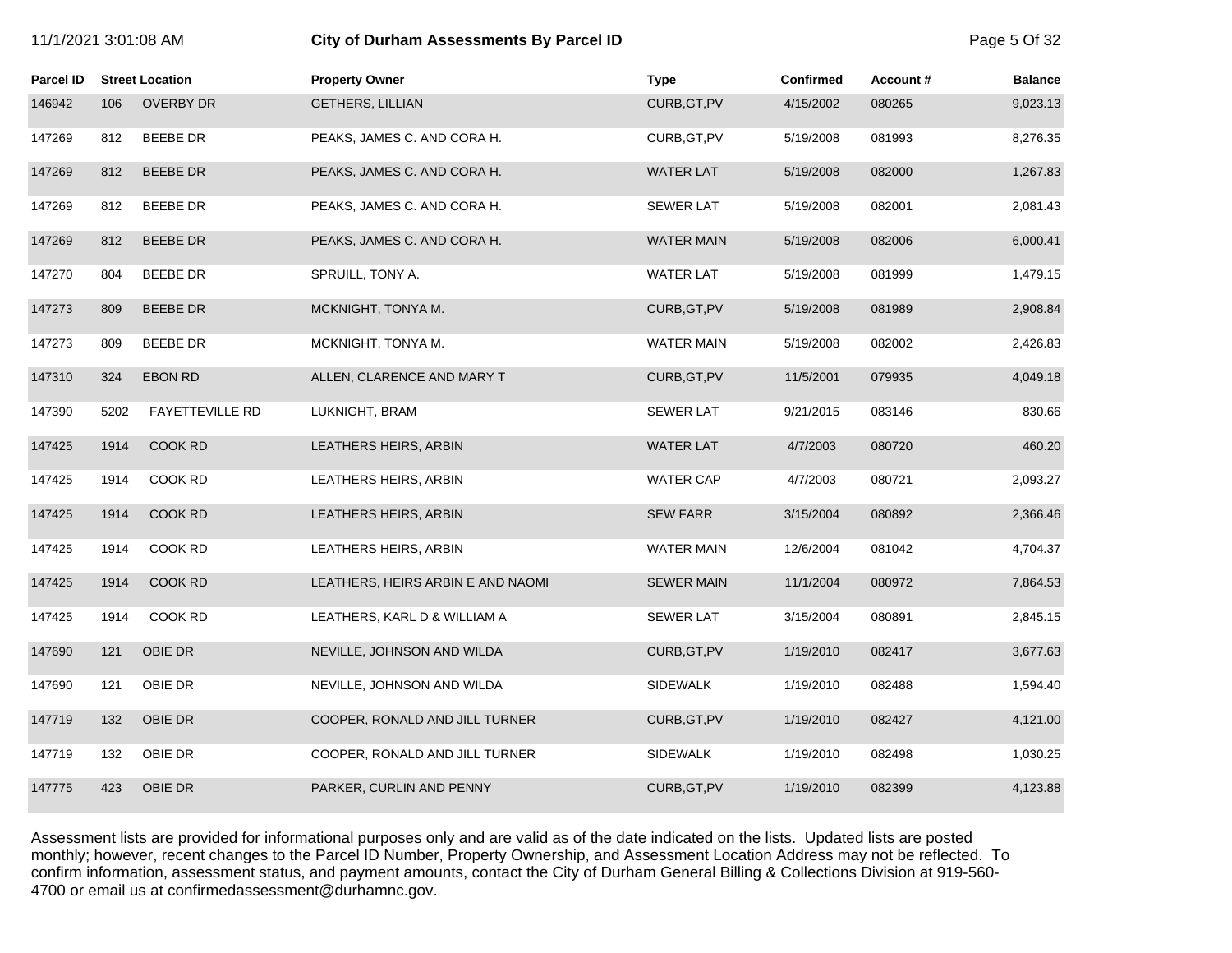# City of Durham Assessments By Parcel ID

| Parcel ID | Street Location | | Property Owner | Type | Confirmed | Account # | Balance |
|---|---|---|---|---|---|---|---|
| 146942 | 106 | OVERBY DR | GETHERS, LILLIAN | CURB,GT,PV | 4/15/2002 | 080265 | 9,023.13 |
| 147269 | 812 | BEEBE DR | PEAKS, JAMES C. AND CORA H. | CURB,GT,PV | 5/19/2008 | 081993 | 8,276.35 |
| 147269 | 812 | BEEBE DR | PEAKS, JAMES C. AND CORA H. | WATER LAT | 5/19/2008 | 082000 | 1,267.83 |
| 147269 | 812 | BEEBE DR | PEAKS, JAMES C. AND CORA H. | SEWER LAT | 5/19/2008 | 082001 | 2,081.43 |
| 147269 | 812 | BEEBE DR | PEAKS, JAMES C. AND CORA H. | WATER MAIN | 5/19/2008 | 082006 | 6,000.41 |
| 147270 | 804 | BEEBE DR | SPRUILL, TONY A. | WATER LAT | 5/19/2008 | 081999 | 1,479.15 |
| 147273 | 809 | BEEBE DR | MCKNIGHT, TONYA M. | CURB,GT,PV | 5/19/2008 | 081989 | 2,908.84 |
| 147273 | 809 | BEEBE DR | MCKNIGHT, TONYA M. | WATER MAIN | 5/19/2008 | 082002 | 2,426.83 |
| 147310 | 324 | EBON RD | ALLEN, CLARENCE AND MARY T | CURB,GT,PV | 11/5/2001 | 079935 | 4,049.18 |
| 147390 | 5202 | FAYETTEVILLE RD | LUKNIGHT, BRAM | SEWER LAT | 9/21/2015 | 083146 | 830.66 |
| 147425 | 1914 | COOK RD | LEATHERS HEIRS, ARBIN | WATER LAT | 4/7/2003 | 080720 | 460.20 |
| 147425 | 1914 | COOK RD | LEATHERS HEIRS, ARBIN | WATER CAP | 4/7/2003 | 080721 | 2,093.27 |
| 147425 | 1914 | COOK RD | LEATHERS HEIRS, ARBIN | SEW FARR | 3/15/2004 | 080892 | 2,366.46 |
| 147425 | 1914 | COOK RD | LEATHERS HEIRS, ARBIN | WATER MAIN | 12/6/2004 | 081042 | 4,704.37 |
| 147425 | 1914 | COOK RD | LEATHERS, HEIRS ARBIN E AND NAOMI | SEWER MAIN | 11/1/2004 | 080972 | 7,864.53 |
| 147425 | 1914 | COOK RD | LEATHERS, KARL D & WILLIAM A | SEWER LAT | 3/15/2004 | 080891 | 2,845.15 |
| 147690 | 121 | OBIE DR | NEVILLE, JOHNSON AND WILDA | CURB,GT,PV | 1/19/2010 | 082417 | 3,677.63 |
| 147690 | 121 | OBIE DR | NEVILLE, JOHNSON AND WILDA | SIDEWALK | 1/19/2010 | 082488 | 1,594.40 |
| 147719 | 132 | OBIE DR | COOPER, RONALD AND JILL TURNER | CURB,GT,PV | 1/19/2010 | 082427 | 4,121.00 |
| 147719 | 132 | OBIE DR | COOPER, RONALD AND JILL TURNER | SIDEWALK | 1/19/2010 | 082498 | 1,030.25 |
| 147775 | 423 | OBIE DR | PARKER, CURLIN AND PENNY | CURB,GT,PV | 1/19/2010 | 082399 | 4,123.88 |

Assessment lists are provided for informational purposes only and are valid as of the date indicated on the lists. Updated lists are posted monthly; however, recent changes to the Parcel ID Number, Property Ownership, and Assessment Location Address may not be reflected. To confirm information, assessment status, and payment amounts, contact the City of Durham General Billing & Collections Division at 919-560-4700 or email us at confirmedassessment@durhamnc.gov.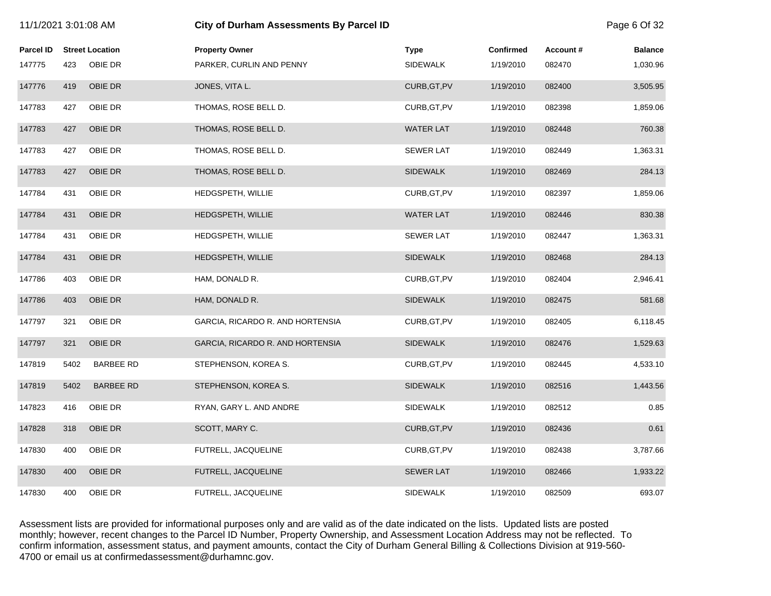# City of Durham Assessments By Parcel ID

| Parcel ID | Street Location | | Property Owner | Type | Confirmed | Account # | Balance |
|---|---|---|---|---|---|---|---|
| 147775 | 423 | OBIE DR | PARKER, CURLIN AND PENNY | SIDEWALK | 1/19/2010 | 082470 | 1,030.96 |
| 147776 | 419 | OBIE DR | JONES, VITA L. | CURB,GT,PV | 1/19/2010 | 082400 | 3,505.95 |
| 147783 | 427 | OBIE DR | THOMAS, ROSE BELL D. | CURB,GT,PV | 1/19/2010 | 082398 | 1,859.06 |
| 147783 | 427 | OBIE DR | THOMAS, ROSE BELL D. | WATER LAT | 1/19/2010 | 082448 | 760.38 |
| 147783 | 427 | OBIE DR | THOMAS, ROSE BELL D. | SEWER LAT | 1/19/2010 | 082449 | 1,363.31 |
| 147783 | 427 | OBIE DR | THOMAS, ROSE BELL D. | SIDEWALK | 1/19/2010 | 082469 | 284.13 |
| 147784 | 431 | OBIE DR | HEDGSPETH, WILLIE | CURB,GT,PV | 1/19/2010 | 082397 | 1,859.06 |
| 147784 | 431 | OBIE DR | HEDGSPETH, WILLIE | WATER LAT | 1/19/2010 | 082446 | 830.38 |
| 147784 | 431 | OBIE DR | HEDGSPETH, WILLIE | SEWER LAT | 1/19/2010 | 082447 | 1,363.31 |
| 147784 | 431 | OBIE DR | HEDGSPETH, WILLIE | SIDEWALK | 1/19/2010 | 082468 | 284.13 |
| 147786 | 403 | OBIE DR | HAM, DONALD R. | CURB,GT,PV | 1/19/2010 | 082404 | 2,946.41 |
| 147786 | 403 | OBIE DR | HAM, DONALD R. | SIDEWALK | 1/19/2010 | 082475 | 581.68 |
| 147797 | 321 | OBIE DR | GARCIA, RICARDO R. AND HORTENSIA | CURB,GT,PV | 1/19/2010 | 082405 | 6,118.45 |
| 147797 | 321 | OBIE DR | GARCIA, RICARDO R. AND HORTENSIA | SIDEWALK | 1/19/2010 | 082476 | 1,529.63 |
| 147819 | 5402 | BARBEE RD | STEPHENSON, KOREA S. | CURB,GT,PV | 1/19/2010 | 082445 | 4,533.10 |
| 147819 | 5402 | BARBEE RD | STEPHENSON, KOREA S. | SIDEWALK | 1/19/2010 | 082516 | 1,443.56 |
| 147823 | 416 | OBIE DR | RYAN, GARY L. AND ANDRE | SIDEWALK | 1/19/2010 | 082512 | 0.85 |
| 147828 | 318 | OBIE DR | SCOTT, MARY C. | CURB,GT,PV | 1/19/2010 | 082436 | 0.61 |
| 147830 | 400 | OBIE DR | FUTRELL, JACQUELINE | CURB,GT,PV | 1/19/2010 | 082438 | 3,787.66 |
| 147830 | 400 | OBIE DR | FUTRELL, JACQUELINE | SEWER LAT | 1/19/2010 | 082466 | 1,933.22 |
| 147830 | 400 | OBIE DR | FUTRELL, JACQUELINE | SIDEWALK | 1/19/2010 | 082509 | 693.07 |

Assessment lists are provided for informational purposes only and are valid as of the date indicated on the lists. Updated lists are posted monthly; however, recent changes to the Parcel ID Number, Property Ownership, and Assessment Location Address may not be reflected. To confirm information, assessment status, and payment amounts, contact the City of Durham General Billing & Collections Division at 919-560-4700 or email us at confirmedassessment@durhamnc.gov.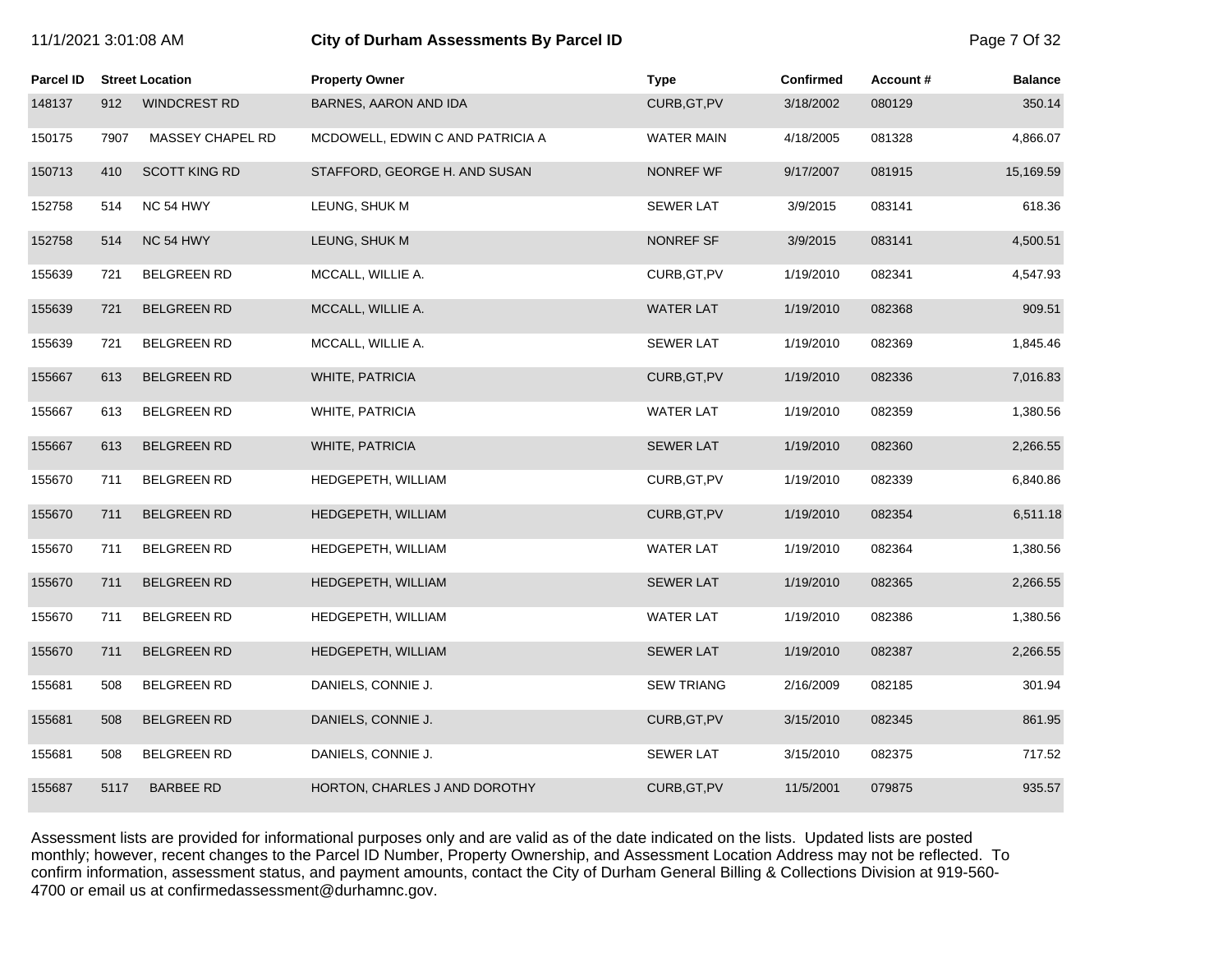# City of Durham Assessments By Parcel ID

11/1/2021 3:01:08 AM

| Parcel ID | Street Location | | Property Owner | Type | Confirmed | Account # | Balance |
|---|---|---|---|---|---|---|---|
| 148137 | 912 | WINDCREST RD | BARNES, AARON AND IDA | CURB,GT,PV | 3/18/2002 | 080129 | 350.14 |
| 150175 | 7907 | MASSEY CHAPEL RD | MCDOWELL, EDWIN C AND PATRICIA A | WATER MAIN | 4/18/2005 | 081328 | 4,866.07 |
| 150713 | 410 | SCOTT KING RD | STAFFORD, GEORGE H. AND SUSAN | NONREF WF | 9/17/2007 | 081915 | 15,169.59 |
| 152758 | 514 | NC 54 HWY | LEUNG, SHUK M | SEWER LAT | 3/9/2015 | 083141 | 618.36 |
| 152758 | 514 | NC 54 HWY | LEUNG, SHUK M | NONREF SF | 3/9/2015 | 083141 | 4,500.51 |
| 155639 | 721 | BELGREEN RD | MCCALL, WILLIE A. | CURB,GT,PV | 1/19/2010 | 082341 | 4,547.93 |
| 155639 | 721 | BELGREEN RD | MCCALL, WILLIE A. | WATER LAT | 1/19/2010 | 082368 | 909.51 |
| 155639 | 721 | BELGREEN RD | MCCALL, WILLIE A. | SEWER LAT | 1/19/2010 | 082369 | 1,845.46 |
| 155667 | 613 | BELGREEN RD | WHITE, PATRICIA | CURB,GT,PV | 1/19/2010 | 082336 | 7,016.83 |
| 155667 | 613 | BELGREEN RD | WHITE, PATRICIA | WATER LAT | 1/19/2010 | 082359 | 1,380.56 |
| 155667 | 613 | BELGREEN RD | WHITE, PATRICIA | SEWER LAT | 1/19/2010 | 082360 | 2,266.55 |
| 155670 | 711 | BELGREEN RD | HEDGEPETH, WILLIAM | CURB,GT,PV | 1/19/2010 | 082339 | 6,840.86 |
| 155670 | 711 | BELGREEN RD | HEDGEPETH, WILLIAM | CURB,GT,PV | 1/19/2010 | 082354 | 6,511.18 |
| 155670 | 711 | BELGREEN RD | HEDGEPETH, WILLIAM | WATER LAT | 1/19/2010 | 082364 | 1,380.56 |
| 155670 | 711 | BELGREEN RD | HEDGEPETH, WILLIAM | SEWER LAT | 1/19/2010 | 082365 | 2,266.55 |
| 155670 | 711 | BELGREEN RD | HEDGEPETH, WILLIAM | WATER LAT | 1/19/2010 | 082386 | 1,380.56 |
| 155670 | 711 | BELGREEN RD | HEDGEPETH, WILLIAM | SEWER LAT | 1/19/2010 | 082387 | 2,266.55 |
| 155681 | 508 | BELGREEN RD | DANIELS, CONNIE J. | SEW TRIANG | 2/16/2009 | 082185 | 301.94 |
| 155681 | 508 | BELGREEN RD | DANIELS, CONNIE J. | CURB,GT,PV | 3/15/2010 | 082345 | 861.95 |
| 155681 | 508 | BELGREEN RD | DANIELS, CONNIE J. | SEWER LAT | 3/15/2010 | 082375 | 717.52 |
| 155687 | 5117 | BARBEE RD | HORTON, CHARLES J AND DOROTHY | CURB,GT,PV | 11/5/2001 | 079875 | 935.57 |

Assessment lists are provided for informational purposes only and are valid as of the date indicated on the lists. Updated lists are posted monthly; however, recent changes to the Parcel ID Number, Property Ownership, and Assessment Location Address may not be reflected. To confirm information, assessment status, and payment amounts, contact the City of Durham General Billing & Collections Division at 919-560-4700 or email us at confirmedassessment@durhamnc.gov.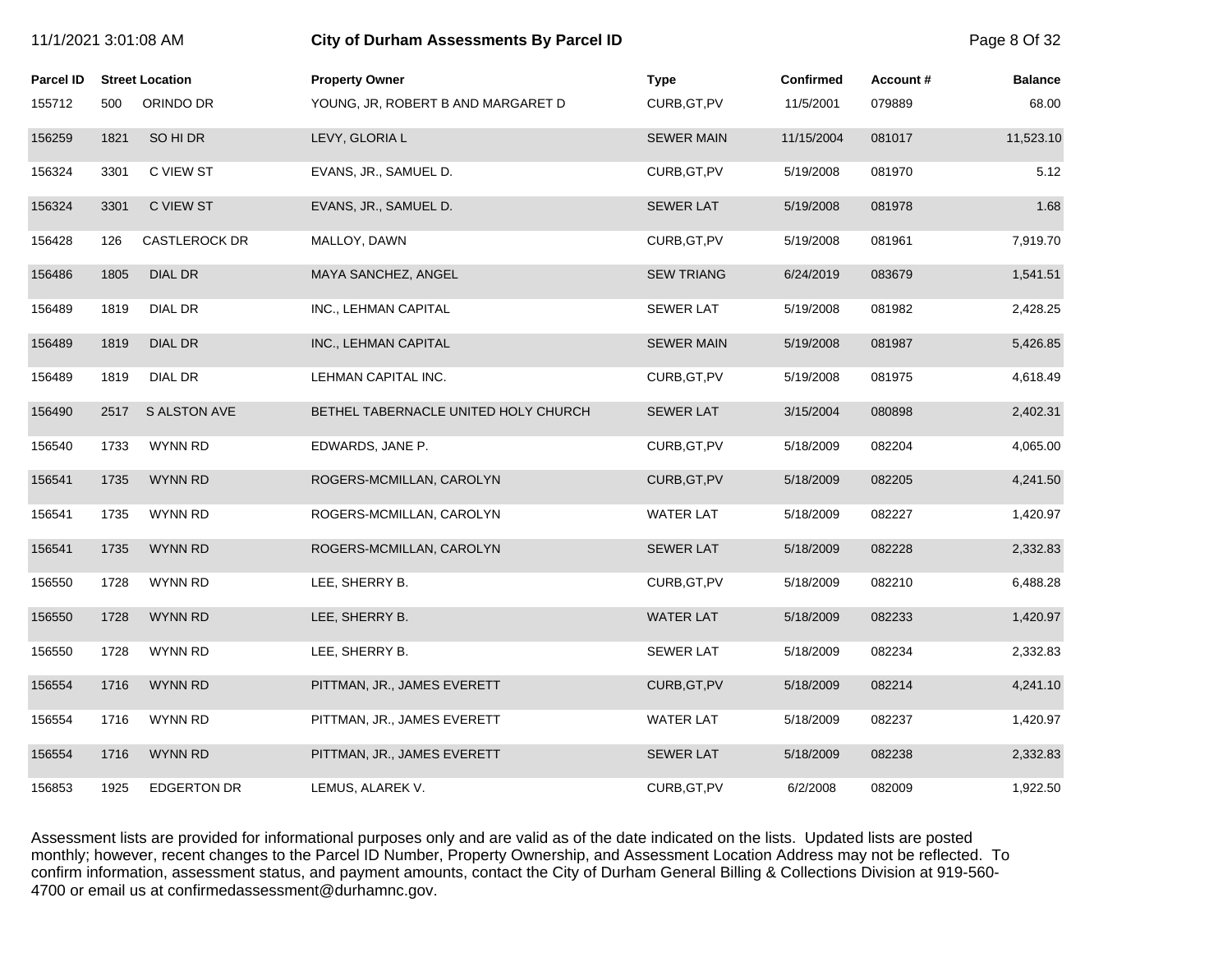# City of Durham Assessments By Parcel ID

| Parcel ID | Street Location | | Property Owner | Type | Confirmed | Account # | Balance |
|---|---|---|---|---|---|---|---|
| 155712 | 500 | ORINDO DR | YOUNG, JR, ROBERT B AND MARGARET D | CURB,GT,PV | 11/5/2001 | 079889 | 68.00 |
| 156259 | 1821 | SO HI DR | LEVY, GLORIA L | SEWER MAIN | 11/15/2004 | 081017 | 11,523.10 |
| 156324 | 3301 | C VIEW ST | EVANS, JR., SAMUEL D. | CURB,GT,PV | 5/19/2008 | 081970 | 5.12 |
| 156324 | 3301 | C VIEW ST | EVANS, JR., SAMUEL D. | SEWER LAT | 5/19/2008 | 081978 | 1.68 |
| 156428 | 126 | CASTLEROCK DR | MALLOY, DAWN | CURB,GT,PV | 5/19/2008 | 081961 | 7,919.70 |
| 156486 | 1805 | DIAL DR | MAYA SANCHEZ, ANGEL | SEW TRIANG | 6/24/2019 | 083679 | 1,541.51 |
| 156489 | 1819 | DIAL DR | INC., LEHMAN CAPITAL | SEWER LAT | 5/19/2008 | 081982 | 2,428.25 |
| 156489 | 1819 | DIAL DR | INC., LEHMAN CAPITAL | SEWER MAIN | 5/19/2008 | 081987 | 5,426.85 |
| 156489 | 1819 | DIAL DR | LEHMAN CAPITAL INC. | CURB,GT,PV | 5/19/2008 | 081975 | 4,618.49 |
| 156490 | 2517 | S ALSTON AVE | BETHEL TABERNACLE UNITED HOLY CHURCH | SEWER LAT | 3/15/2004 | 080898 | 2,402.31 |
| 156540 | 1733 | WYNN RD | EDWARDS, JANE P. | CURB,GT,PV | 5/18/2009 | 082204 | 4,065.00 |
| 156541 | 1735 | WYNN RD | ROGERS-MCMILLAN, CAROLYN | CURB,GT,PV | 5/18/2009 | 082205 | 4,241.50 |
| 156541 | 1735 | WYNN RD | ROGERS-MCMILLAN, CAROLYN | WATER LAT | 5/18/2009 | 082227 | 1,420.97 |
| 156541 | 1735 | WYNN RD | ROGERS-MCMILLAN, CAROLYN | SEWER LAT | 5/18/2009 | 082228 | 2,332.83 |
| 156550 | 1728 | WYNN RD | LEE, SHERRY B. | CURB,GT,PV | 5/18/2009 | 082210 | 6,488.28 |
| 156550 | 1728 | WYNN RD | LEE, SHERRY B. | WATER LAT | 5/18/2009 | 082233 | 1,420.97 |
| 156550 | 1728 | WYNN RD | LEE, SHERRY B. | SEWER LAT | 5/18/2009 | 082234 | 2,332.83 |
| 156554 | 1716 | WYNN RD | PITTMAN, JR., JAMES EVERETT | CURB,GT,PV | 5/18/2009 | 082214 | 4,241.10 |
| 156554 | 1716 | WYNN RD | PITTMAN, JR., JAMES EVERETT | WATER LAT | 5/18/2009 | 082237 | 1,420.97 |
| 156554 | 1716 | WYNN RD | PITTMAN, JR., JAMES EVERETT | SEWER LAT | 5/18/2009 | 082238 | 2,332.83 |
| 156853 | 1925 | EDGERTON DR | LEMUS, ALAREK V. | CURB,GT,PV | 6/2/2008 | 082009 | 1,922.50 |

Assessment lists are provided for informational purposes only and are valid as of the date indicated on the lists. Updated lists are posted monthly; however, recent changes to the Parcel ID Number, Property Ownership, and Assessment Location Address may not be reflected. To confirm information, assessment status, and payment amounts, contact the City of Durham General Billing & Collections Division at 919-560-4700 or email us at confirmedassessment@durhamnc.gov.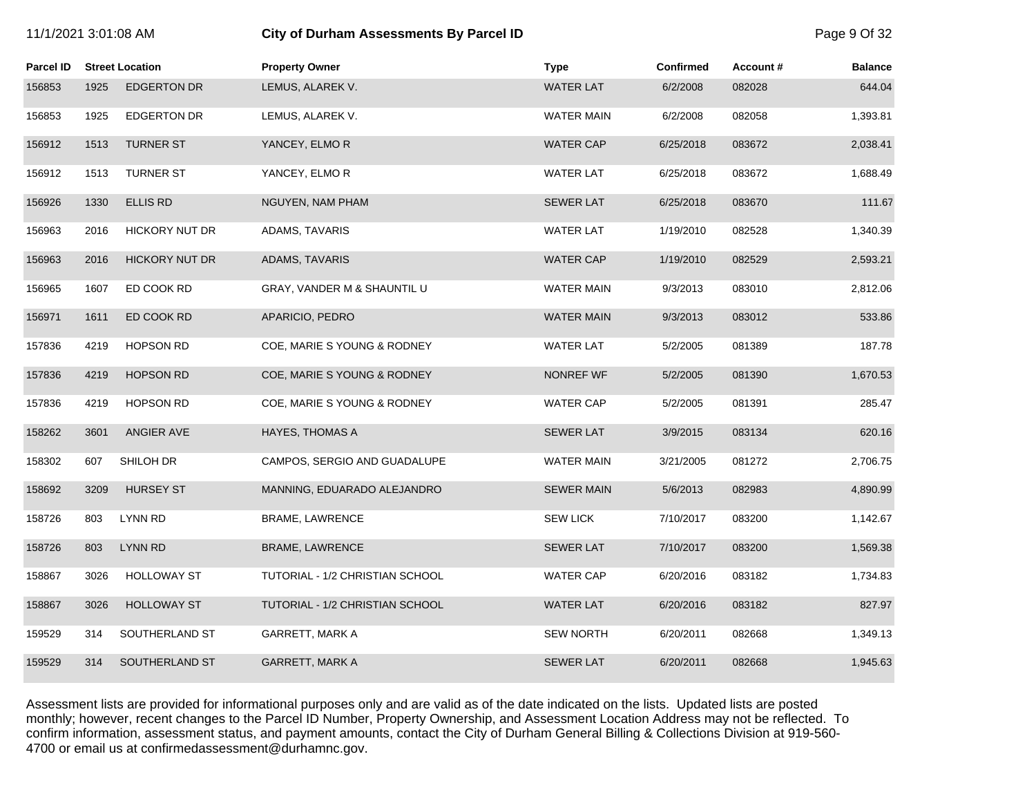# City of Durham Assessments By Parcel ID

11/1/2021 3:01:08 AM

| Parcel ID | Street Location | | Property Owner | Type | Confirmed | Account # | Balance |
|---|---|---|---|---|---|---|---|
| 156853 | 1925 | EDGERTON DR | LEMUS, ALAREK V. | WATER LAT | 6/2/2008 | 082028 | 644.04 |
| 156853 | 1925 | EDGERTON DR | LEMUS, ALAREK V. | WATER MAIN | 6/2/2008 | 082058 | 1,393.81 |
| 156912 | 1513 | TURNER ST | YANCEY, ELMO R | WATER CAP | 6/25/2018 | 083672 | 2,038.41 |
| 156912 | 1513 | TURNER ST | YANCEY, ELMO R | WATER LAT | 6/25/2018 | 083672 | 1,688.49 |
| 156926 | 1330 | ELLIS RD | NGUYEN, NAM PHAM | SEWER LAT | 6/25/2018 | 083670 | 111.67 |
| 156963 | 2016 | HICKORY NUT DR | ADAMS, TAVARIS | WATER LAT | 1/19/2010 | 082528 | 1,340.39 |
| 156963 | 2016 | HICKORY NUT DR | ADAMS, TAVARIS | WATER CAP | 1/19/2010 | 082529 | 2,593.21 |
| 156965 | 1607 | ED COOK RD | GRAY, VANDER M & SHAUNTIL U | WATER MAIN | 9/3/2013 | 083010 | 2,812.06 |
| 156971 | 1611 | ED COOK RD | APARICIO, PEDRO | WATER MAIN | 9/3/2013 | 083012 | 533.86 |
| 157836 | 4219 | HOPSON RD | COE, MARIE S YOUNG & RODNEY | WATER LAT | 5/2/2005 | 081389 | 187.78 |
| 157836 | 4219 | HOPSON RD | COE, MARIE S YOUNG & RODNEY | NONREF WF | 5/2/2005 | 081390 | 1,670.53 |
| 157836 | 4219 | HOPSON RD | COE, MARIE S YOUNG & RODNEY | WATER CAP | 5/2/2005 | 081391 | 285.47 |
| 158262 | 3601 | ANGIER AVE | HAYES, THOMAS A | SEWER LAT | 3/9/2015 | 083134 | 620.16 |
| 158302 | 607 | SHILOH DR | CAMPOS, SERGIO AND GUADALUPE | WATER MAIN | 3/21/2005 | 081272 | 2,706.75 |
| 158692 | 3209 | HURSEY ST | MANNING, EDUARADO ALEJANDRO | SEWER MAIN | 5/6/2013 | 082983 | 4,890.99 |
| 158726 | 803 | LYNN RD | BRAME, LAWRENCE | SEW LICK | 7/10/2017 | 083200 | 1,142.67 |
| 158726 | 803 | LYNN RD | BRAME, LAWRENCE | SEWER LAT | 7/10/2017 | 083200 | 1,569.38 |
| 158867 | 3026 | HOLLOWAY ST | TUTORIAL - 1/2 CHRISTIAN SCHOOL | WATER CAP | 6/20/2016 | 083182 | 1,734.83 |
| 158867 | 3026 | HOLLOWAY ST | TUTORIAL - 1/2 CHRISTIAN SCHOOL | WATER LAT | 6/20/2016 | 083182 | 827.97 |
| 159529 | 314 | SOUTHERLAND ST | GARRETT, MARK A | SEW NORTH | 6/20/2011 | 082668 | 1,349.13 |
| 159529 | 314 | SOUTHERLAND ST | GARRETT, MARK A | SEWER LAT | 6/20/2011 | 082668 | 1,945.63 |

Assessment lists are provided for informational purposes only and are valid as of the date indicated on the lists. Updated lists are posted monthly; however, recent changes to the Parcel ID Number, Property Ownership, and Assessment Location Address may not be reflected. To confirm information, assessment status, and payment amounts, contact the City of Durham General Billing & Collections Division at 919-560-4700 or email us at confirmedassessment@durhamnc.gov.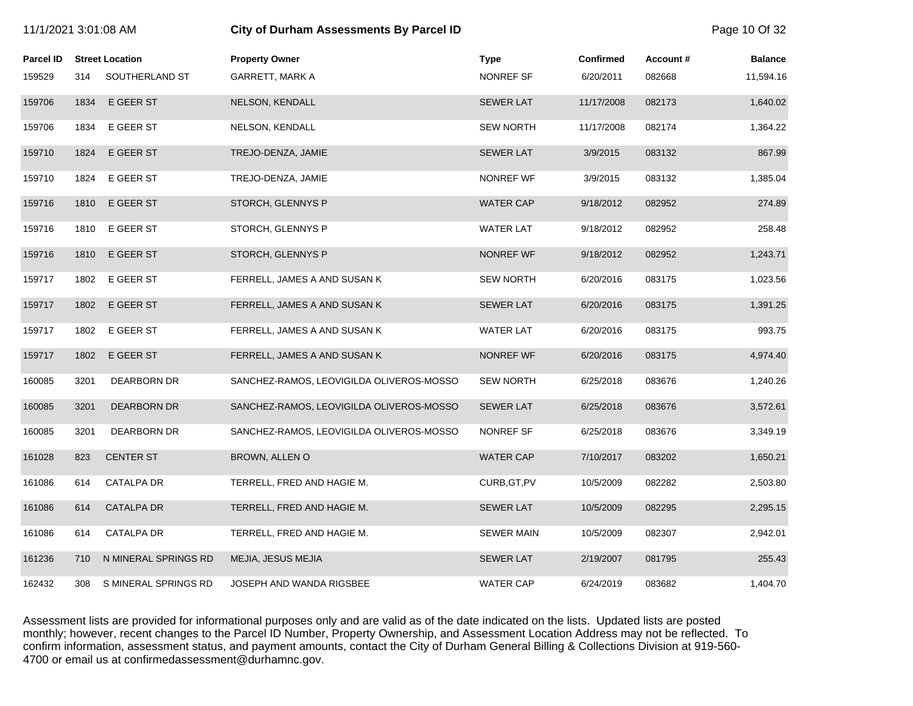| Parcel ID | Street Location | | Property Owner | Type | Confirmed | Account # | Balance |
|---|---|---|---|---|---|---|---|
| 159529 | 314 | SOUTHERLAND ST | GARRETT, MARK A | NONREF SF | 6/20/2011 | 082668 | 11,594.16 |
| 159706 | 1834 | E GEER ST | NELSON, KENDALL | SEWER LAT | 11/17/2008 | 082173 | 1,640.02 |
| 159706 | 1834 | E GEER ST | NELSON, KENDALL | SEW NORTH | 11/17/2008 | 082174 | 1,364.22 |
| 159710 | 1824 | E GEER ST | TREJO-DENZA, JAMIE | SEWER LAT | 3/9/2015 | 083132 | 867.99 |
| 159710 | 1824 | E GEER ST | TREJO-DENZA, JAMIE | NONREF WF | 3/9/2015 | 083132 | 1,385.04 |
| 159716 | 1810 | E GEER ST | STORCH, GLENNYS P | WATER CAP | 9/18/2012 | 082952 | 274.89 |
| 159716 | 1810 | E GEER ST | STORCH, GLENNYS P | WATER LAT | 9/18/2012 | 082952 | 258.48 |
| 159716 | 1810 | E GEER ST | STORCH, GLENNYS P | NONREF WF | 9/18/2012 | 082952 | 1,243.71 |
| 159717 | 1802 | E GEER ST | FERRELL, JAMES A AND SUSAN K | SEW NORTH | 6/20/2016 | 083175 | 1,023.56 |
| 159717 | 1802 | E GEER ST | FERRELL, JAMES A AND SUSAN K | SEWER LAT | 6/20/2016 | 083175 | 1,391.25 |
| 159717 | 1802 | E GEER ST | FERRELL, JAMES A AND SUSAN K | WATER LAT | 6/20/2016 | 083175 | 993.75 |
| 159717 | 1802 | E GEER ST | FERRELL, JAMES A AND SUSAN K | NONREF WF | 6/20/2016 | 083175 | 4,974.40 |
| 160085 | 3201 | DEARBORN DR | SANCHEZ-RAMOS, LEOVIGILDA OLIVEROS-MOSSO | SEW NORTH | 6/25/2018 | 083676 | 1,240.26 |
| 160085 | 3201 | DEARBORN DR | SANCHEZ-RAMOS, LEOVIGILDA OLIVEROS-MOSSO | SEWER LAT | 6/25/2018 | 083676 | 3,572.61 |
| 160085 | 3201 | DEARBORN DR | SANCHEZ-RAMOS, LEOVIGILDA OLIVEROS-MOSSO | NONREF SF | 6/25/2018 | 083676 | 3,349.19 |
| 161028 | 823 | CENTER ST | BROWN, ALLEN O | WATER CAP | 7/10/2017 | 083202 | 1,650.21 |
| 161086 | 614 | CATALPA DR | TERRELL, FRED AND HAGIE M. | CURB,GT,PV | 10/5/2009 | 082282 | 2,503.80 |
| 161086 | 614 | CATALPA DR | TERRELL, FRED AND HAGIE M. | SEWER LAT | 10/5/2009 | 082295 | 2,295.15 |
| 161086 | 614 | CATALPA DR | TERRELL, FRED AND HAGIE M. | SEWER MAIN | 10/5/2009 | 082307 | 2,942.01 |
| 161236 | 710 | N MINERAL SPRINGS RD | MEJIA, JESUS MEJIA | SEWER LAT | 2/19/2007 | 081795 | 255.43 |
| 162432 | 308 | S MINERAL SPRINGS RD | JOSEPH AND WANDA RIGSBEE | WATER CAP | 6/24/2019 | 083682 | 1,404.70 |

Assessment lists are provided for informational purposes only and are valid as of the date indicated on the lists. Updated lists are posted monthly; however, recent changes to the Parcel ID Number, Property Ownership, and Assessment Location Address may not be reflected. To confirm information, assessment status, and payment amounts, contact the City of Durham General Billing & Collections Division at 919-560-4700 or email us at confirmedassessment@durhamnc.gov.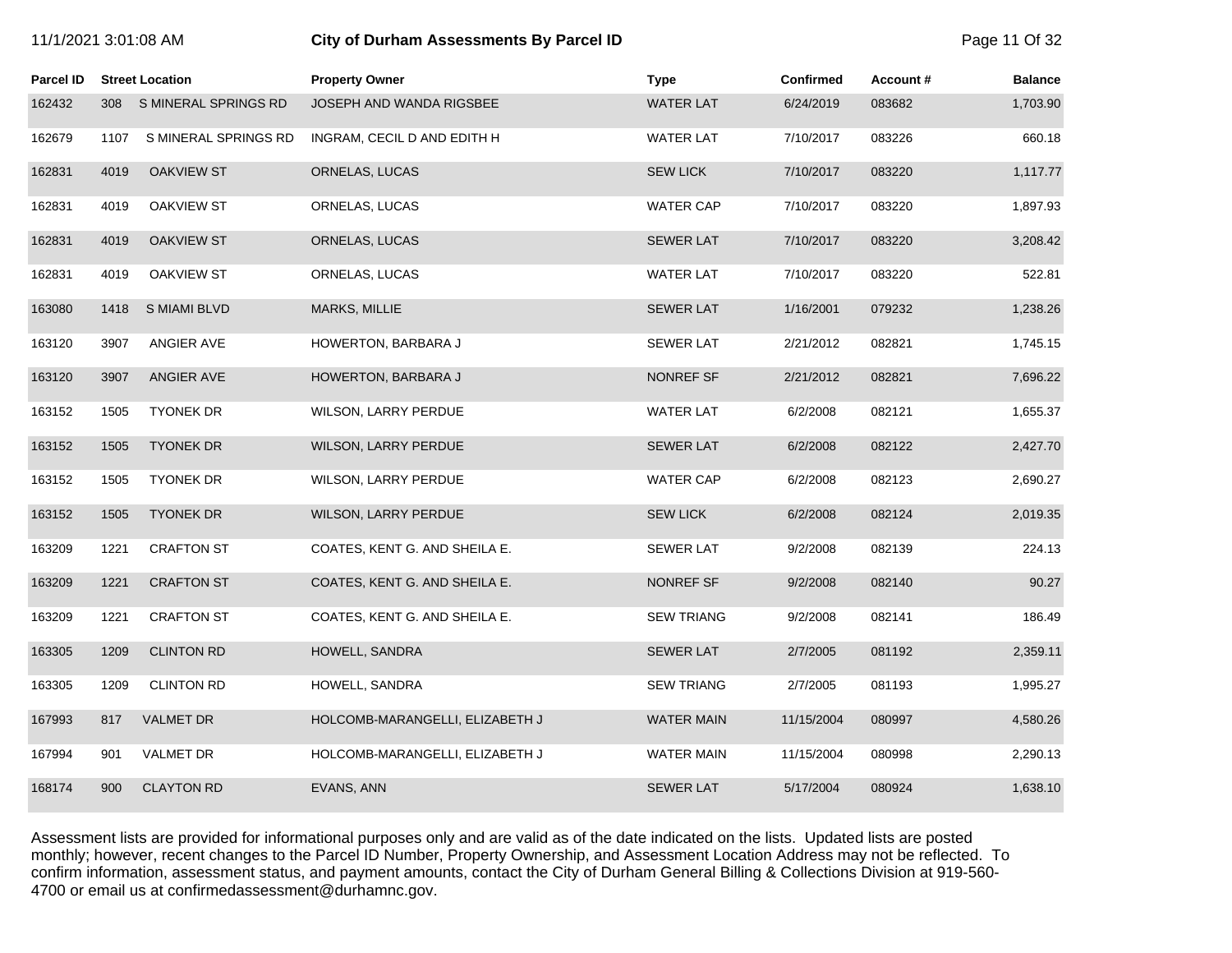# City of Durham Assessments By Parcel ID

11/1/2021 3:01:08 AM

| Parcel ID | Street Location | | Property Owner | Type | Confirmed | Account # | Balance |
|---|---|---|---|---|---|---|---|
| 162432 | 308 | S MINERAL SPRINGS RD | JOSEPH AND WANDA RIGSBEE | WATER LAT | 6/24/2019 | 083682 | 1,703.90 |
| 162679 | 1107 | S MINERAL SPRINGS RD | INGRAM, CECIL D AND EDITH H | WATER LAT | 7/10/2017 | 083226 | 660.18 |
| 162831 | 4019 | OAKVIEW ST | ORNELAS, LUCAS | SEW LICK | 7/10/2017 | 083220 | 1,117.77 |
| 162831 | 4019 | OAKVIEW ST | ORNELAS, LUCAS | WATER CAP | 7/10/2017 | 083220 | 1,897.93 |
| 162831 | 4019 | OAKVIEW ST | ORNELAS, LUCAS | SEWER LAT | 7/10/2017 | 083220 | 3,208.42 |
| 162831 | 4019 | OAKVIEW ST | ORNELAS, LUCAS | WATER LAT | 7/10/2017 | 083220 | 522.81 |
| 163080 | 1418 | S MIAMI BLVD | MARKS, MILLIE | SEWER LAT | 1/16/2001 | 079232 | 1,238.26 |
| 163120 | 3907 | ANGIER AVE | HOWERTON, BARBARA J | SEWER LAT | 2/21/2012 | 082821 | 1,745.15 |
| 163120 | 3907 | ANGIER AVE | HOWERTON, BARBARA J | NONREF SF | 2/21/2012 | 082821 | 7,696.22 |
| 163152 | 1505 | TYONEK DR | WILSON, LARRY PERDUE | WATER LAT | 6/2/2008 | 082121 | 1,655.37 |
| 163152 | 1505 | TYONEK DR | WILSON, LARRY PERDUE | SEWER LAT | 6/2/2008 | 082122 | 2,427.70 |
| 163152 | 1505 | TYONEK DR | WILSON, LARRY PERDUE | WATER CAP | 6/2/2008 | 082123 | 2,690.27 |
| 163152 | 1505 | TYONEK DR | WILSON, LARRY PERDUE | SEW LICK | 6/2/2008 | 082124 | 2,019.35 |
| 163209 | 1221 | CRAFTON ST | COATES, KENT G. AND SHEILA E. | SEWER LAT | 9/2/2008 | 082139 | 224.13 |
| 163209 | 1221 | CRAFTON ST | COATES, KENT G. AND SHEILA E. | NONREF SF | 9/2/2008 | 082140 | 90.27 |
| 163209 | 1221 | CRAFTON ST | COATES, KENT G. AND SHEILA E. | SEW TRIANG | 9/2/2008 | 082141 | 186.49 |
| 163305 | 1209 | CLINTON RD | HOWELL, SANDRA | SEWER LAT | 2/7/2005 | 081192 | 2,359.11 |
| 163305 | 1209 | CLINTON RD | HOWELL, SANDRA | SEW TRIANG | 2/7/2005 | 081193 | 1,995.27 |
| 167993 | 817 | VALMET DR | HOLCOMB-MARANGELLI, ELIZABETH J | WATER MAIN | 11/15/2004 | 080997 | 4,580.26 |
| 167994 | 901 | VALMET DR | HOLCOMB-MARANGELLI, ELIZABETH J | WATER MAIN | 11/15/2004 | 080998 | 2,290.13 |
| 168174 | 900 | CLAYTON RD | EVANS, ANN | SEWER LAT | 5/17/2004 | 080924 | 1,638.10 |

Assessment lists are provided for informational purposes only and are valid as of the date indicated on the lists. Updated lists are posted monthly; however, recent changes to the Parcel ID Number, Property Ownership, and Assessment Location Address may not be reflected. To confirm information, assessment status, and payment amounts, contact the City of Durham General Billing & Collections Division at 919-560-4700 or email us at confirmedassessment@durhamnc.gov.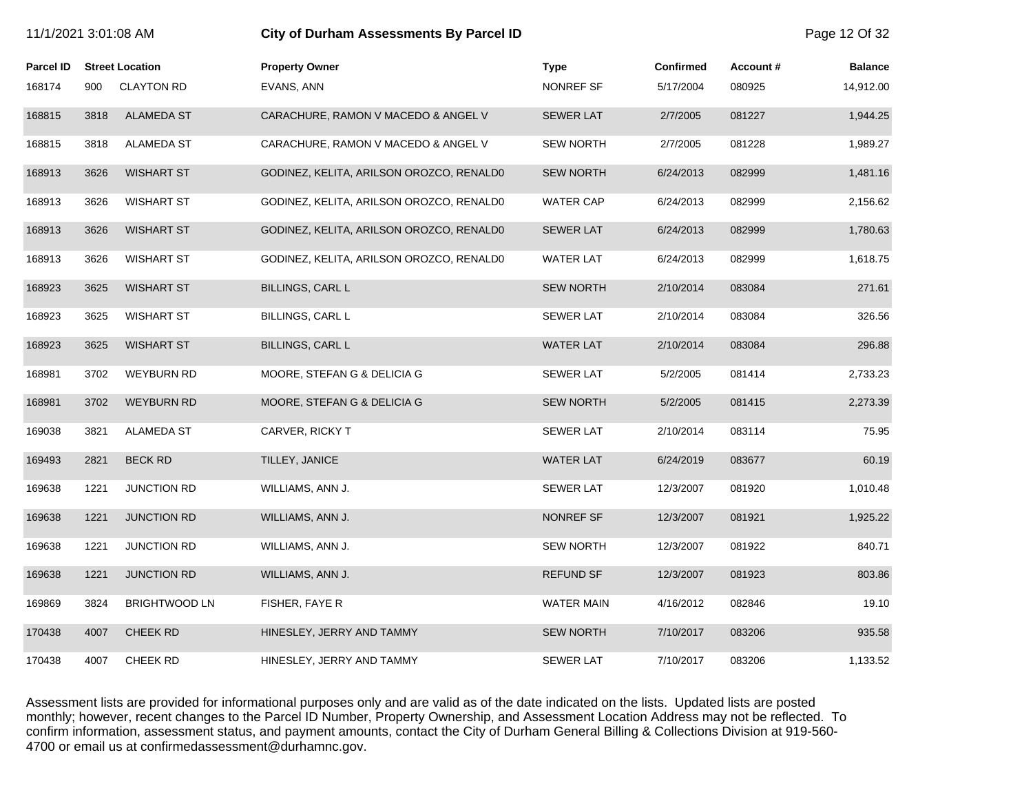| Parcel ID | Street Location | | Property Owner | Type | Confirmed | Account # | Balance |
|---|---|---|---|---|---|---|---|
| 168174 | 900 | CLAYTON RD | EVANS, ANN | NONREF SF | 5/17/2004 | 080925 | 14,912.00 |
| 168815 | 3818 | ALAMEDA ST | CARACHURE, RAMON V MACEDO & ANGEL V | SEWER LAT | 2/7/2005 | 081227 | 1,944.25 |
| 168815 | 3818 | ALAMEDA ST | CARACHURE, RAMON V MACEDO & ANGEL V | SEW NORTH | 2/7/2005 | 081228 | 1,989.27 |
| 168913 | 3626 | WISHART ST | GODINEZ, KELITA, ARILSON OROZCO, RENALD0 | SEW NORTH | 6/24/2013 | 082999 | 1,481.16 |
| 168913 | 3626 | WISHART ST | GODINEZ, KELITA, ARILSON OROZCO, RENALD0 | WATER CAP | 6/24/2013 | 082999 | 2,156.62 |
| 168913 | 3626 | WISHART ST | GODINEZ, KELITA, ARILSON OROZCO, RENALD0 | SEWER LAT | 6/24/2013 | 082999 | 1,780.63 |
| 168913 | 3626 | WISHART ST | GODINEZ, KELITA, ARILSON OROZCO, RENALD0 | WATER LAT | 6/24/2013 | 082999 | 1,618.75 |
| 168923 | 3625 | WISHART ST | BILLINGS, CARL L | SEW NORTH | 2/10/2014 | 083084 | 271.61 |
| 168923 | 3625 | WISHART ST | BILLINGS, CARL L | SEWER LAT | 2/10/2014 | 083084 | 326.56 |
| 168923 | 3625 | WISHART ST | BILLINGS, CARL L | WATER LAT | 2/10/2014 | 083084 | 296.88 |
| 168981 | 3702 | WEYBURN RD | MOORE, STEFAN G & DELICIA G | SEWER LAT | 5/2/2005 | 081414 | 2,733.23 |
| 168981 | 3702 | WEYBURN RD | MOORE, STEFAN G & DELICIA G | SEW NORTH | 5/2/2005 | 081415 | 2,273.39 |
| 169038 | 3821 | ALAMEDA ST | CARVER, RICKY T | SEWER LAT | 2/10/2014 | 083114 | 75.95 |
| 169493 | 2821 | BECK RD | TILLEY, JANICE | WATER LAT | 6/24/2019 | 083677 | 60.19 |
| 169638 | 1221 | JUNCTION RD | WILLIAMS, ANN J. | SEWER LAT | 12/3/2007 | 081920 | 1,010.48 |
| 169638 | 1221 | JUNCTION RD | WILLIAMS, ANN J. | NONREF SF | 12/3/2007 | 081921 | 1,925.22 |
| 169638 | 1221 | JUNCTION RD | WILLIAMS, ANN J. | SEW NORTH | 12/3/2007 | 081922 | 840.71 |
| 169638 | 1221 | JUNCTION RD | WILLIAMS, ANN J. | REFUND SF | 12/3/2007 | 081923 | 803.86 |
| 169869 | 3824 | BRIGHTWOOD LN | FISHER, FAYE R | WATER MAIN | 4/16/2012 | 082846 | 19.10 |
| 170438 | 4007 | CHEEK RD | HINESLEY, JERRY AND TAMMY | SEW NORTH | 7/10/2017 | 083206 | 935.58 |
| 170438 | 4007 | CHEEK RD | HINESLEY, JERRY AND TAMMY | SEWER LAT | 7/10/2017 | 083206 | 1,133.52 |

Assessment lists are provided for informational purposes only and are valid as of the date indicated on the lists. Updated lists are posted monthly; however, recent changes to the Parcel ID Number, Property Ownership, and Assessment Location Address may not be reflected. To confirm information, assessment status, and payment amounts, contact the City of Durham General Billing & Collections Division at 919-560-4700 or email us at confirmedassessment@durhamnc.gov.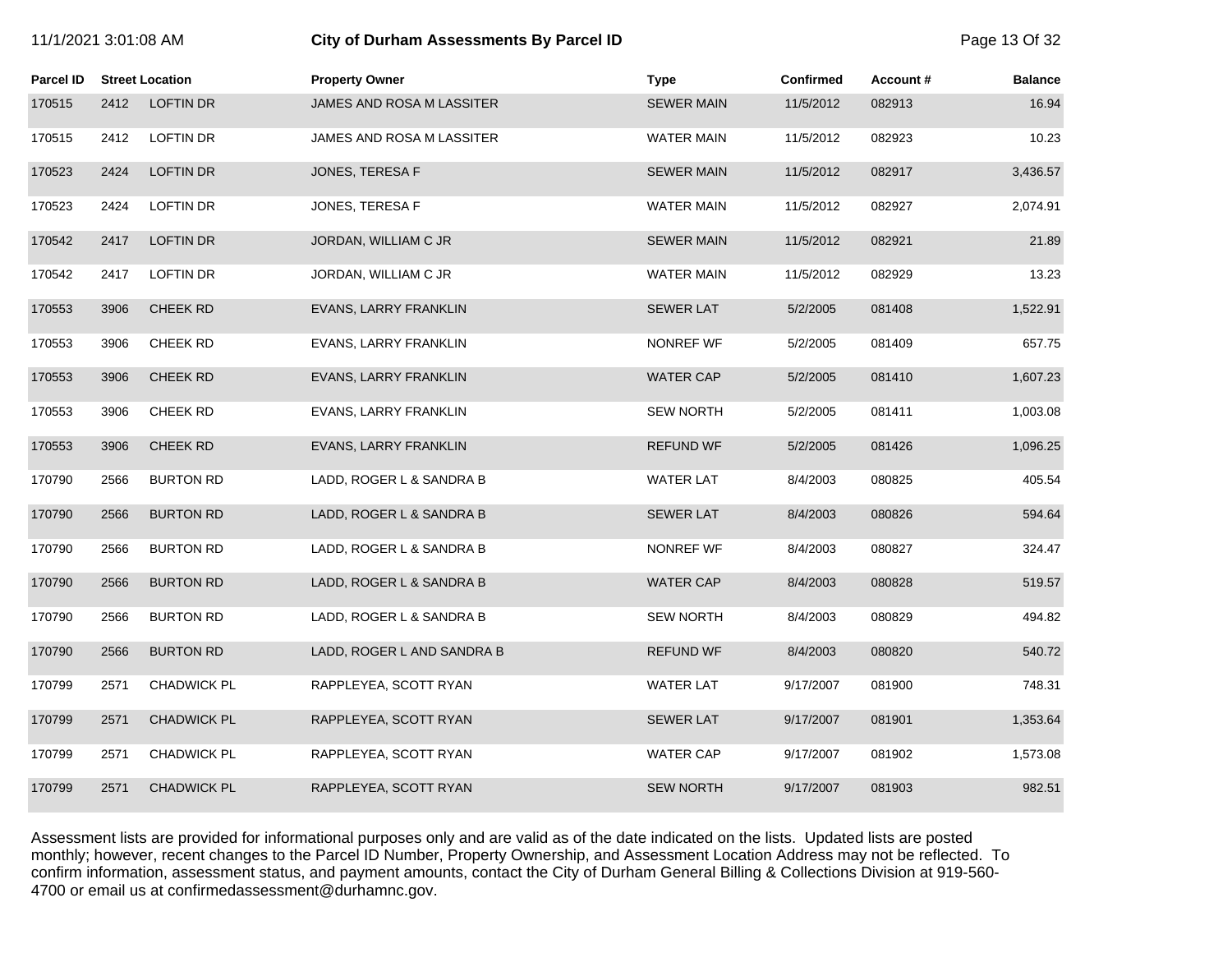| Parcel ID | Street Location | | Property Owner | Type | Confirmed | Account # | Balance |
|---|---|---|---|---|---|---|---|
| 170515 | 2412 | LOFTIN DR | JAMES AND ROSA M LASSITER | SEWER MAIN | 11/5/2012 | 082913 | 16.94 |
| 170515 | 2412 | LOFTIN DR | JAMES AND ROSA M LASSITER | WATER MAIN | 11/5/2012 | 082923 | 10.23 |
| 170523 | 2424 | LOFTIN DR | JONES, TERESA F | SEWER MAIN | 11/5/2012 | 082917 | 3,436.57 |
| 170523 | 2424 | LOFTIN DR | JONES, TERESA F | WATER MAIN | 11/5/2012 | 082927 | 2,074.91 |
| 170542 | 2417 | LOFTIN DR | JORDAN, WILLIAM C JR | SEWER MAIN | 11/5/2012 | 082921 | 21.89 |
| 170542 | 2417 | LOFTIN DR | JORDAN, WILLIAM C JR | WATER MAIN | 11/5/2012 | 082929 | 13.23 |
| 170553 | 3906 | CHEEK RD | EVANS, LARRY FRANKLIN | SEWER LAT | 5/2/2005 | 081408 | 1,522.91 |
| 170553 | 3906 | CHEEK RD | EVANS, LARRY FRANKLIN | NONREF WF | 5/2/2005 | 081409 | 657.75 |
| 170553 | 3906 | CHEEK RD | EVANS, LARRY FRANKLIN | WATER CAP | 5/2/2005 | 081410 | 1,607.23 |
| 170553 | 3906 | CHEEK RD | EVANS, LARRY FRANKLIN | SEW NORTH | 5/2/2005 | 081411 | 1,003.08 |
| 170553 | 3906 | CHEEK RD | EVANS, LARRY FRANKLIN | REFUND WF | 5/2/2005 | 081426 | 1,096.25 |
| 170790 | 2566 | BURTON RD | LADD, ROGER L & SANDRA B | WATER LAT | 8/4/2003 | 080825 | 405.54 |
| 170790 | 2566 | BURTON RD | LADD, ROGER L & SANDRA B | SEWER LAT | 8/4/2003 | 080826 | 594.64 |
| 170790 | 2566 | BURTON RD | LADD, ROGER L & SANDRA B | NONREF WF | 8/4/2003 | 080827 | 324.47 |
| 170790 | 2566 | BURTON RD | LADD, ROGER L & SANDRA B | WATER CAP | 8/4/2003 | 080828 | 519.57 |
| 170790 | 2566 | BURTON RD | LADD, ROGER L & SANDRA B | SEW NORTH | 8/4/2003 | 080829 | 494.82 |
| 170790 | 2566 | BURTON RD | LADD, ROGER L AND SANDRA B | REFUND WF | 8/4/2003 | 080820 | 540.72 |
| 170799 | 2571 | CHADWICK PL | RAPPLEYEA, SCOTT RYAN | WATER LAT | 9/17/2007 | 081900 | 748.31 |
| 170799 | 2571 | CHADWICK PL | RAPPLEYEA, SCOTT RYAN | SEWER LAT | 9/17/2007 | 081901 | 1,353.64 |
| 170799 | 2571 | CHADWICK PL | RAPPLEYEA, SCOTT RYAN | WATER CAP | 9/17/2007 | 081902 | 1,573.08 |
| 170799 | 2571 | CHADWICK PL | RAPPLEYEA, SCOTT RYAN | SEW NORTH | 9/17/2007 | 081903 | 982.51 |

Assessment lists are provided for informational purposes only and are valid as of the date indicated on the lists. Updated lists are posted monthly; however, recent changes to the Parcel ID Number, Property Ownership, and Assessment Location Address may not be reflected. To confirm information, assessment status, and payment amounts, contact the City of Durham General Billing & Collections Division at 919-560-4700 or email us at confirmedassessment@durhamnc.gov.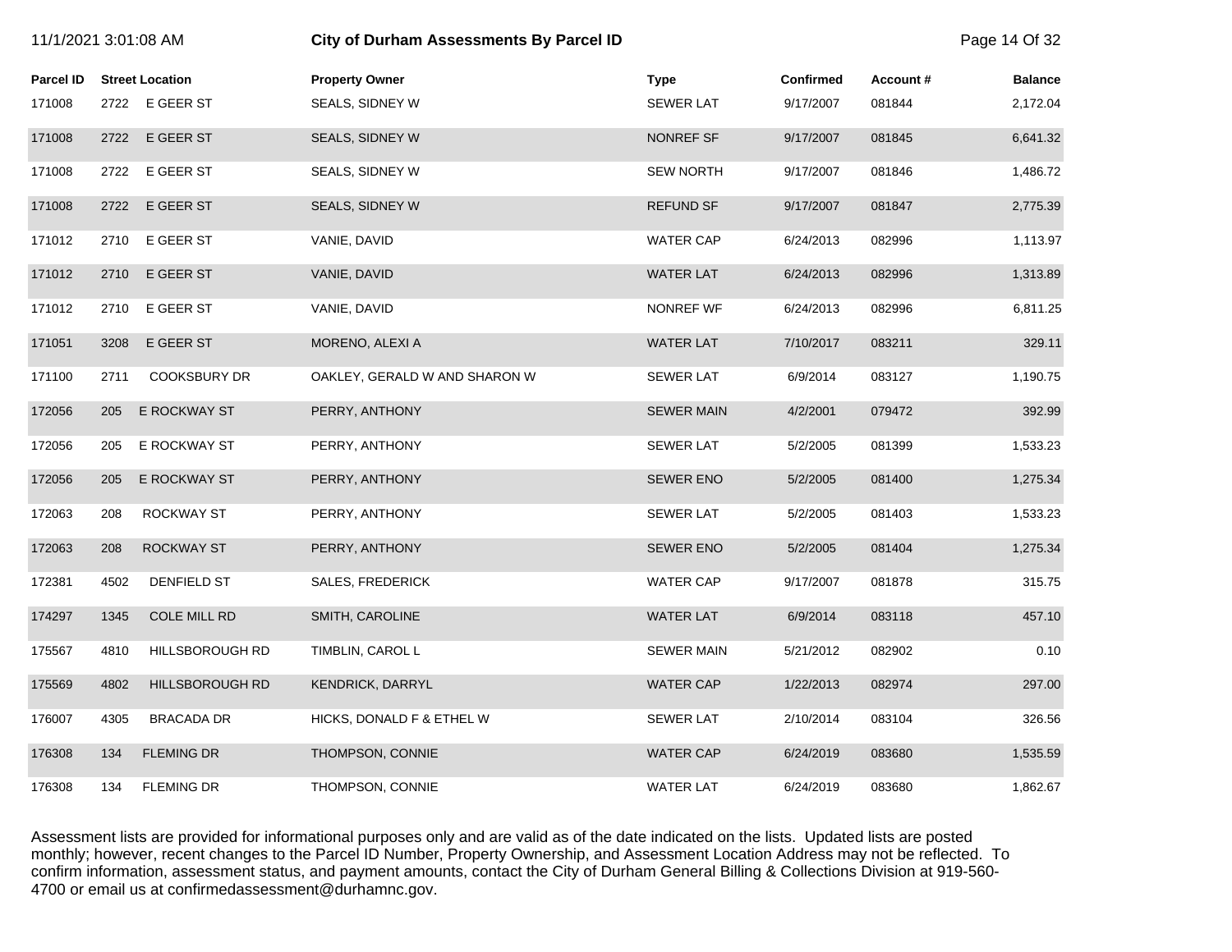| Parcel ID | Street Location | | Property Owner | Type | Confirmed | Account # | Balance |
|---|---|---|---|---|---|---|---|
| 171008 | 2722 | E GEER ST | SEALS, SIDNEY W | SEWER LAT | 9/17/2007 | 081844 | 2,172.04 |
| 171008 | 2722 | E GEER ST | SEALS, SIDNEY W | NONREF SF | 9/17/2007 | 081845 | 6,641.32 |
| 171008 | 2722 | E GEER ST | SEALS, SIDNEY W | SEW NORTH | 9/17/2007 | 081846 | 1,486.72 |
| 171008 | 2722 | E GEER ST | SEALS, SIDNEY W | REFUND SF | 9/17/2007 | 081847 | 2,775.39 |
| 171012 | 2710 | E GEER ST | VANIE, DAVID | WATER CAP | 6/24/2013 | 082996 | 1,113.97 |
| 171012 | 2710 | E GEER ST | VANIE, DAVID | WATER LAT | 6/24/2013 | 082996 | 1,313.89 |
| 171012 | 2710 | E GEER ST | VANIE, DAVID | NONREF WF | 6/24/2013 | 082996 | 6,811.25 |
| 171051 | 3208 | E GEER ST | MORENO, ALEXI A | WATER LAT | 7/10/2017 | 083211 | 329.11 |
| 171100 | 2711 | COOKSBURY DR | OAKLEY, GERALD W AND SHARON W | SEWER LAT | 6/9/2014 | 083127 | 1,190.75 |
| 172056 | 205 | E ROCKWAY ST | PERRY, ANTHONY | SEWER MAIN | 4/2/2001 | 079472 | 392.99 |
| 172056 | 205 | E ROCKWAY ST | PERRY, ANTHONY | SEWER LAT | 5/2/2005 | 081399 | 1,533.23 |
| 172056 | 205 | E ROCKWAY ST | PERRY, ANTHONY | SEWER ENO | 5/2/2005 | 081400 | 1,275.34 |
| 172063 | 208 | ROCKWAY ST | PERRY, ANTHONY | SEWER LAT | 5/2/2005 | 081403 | 1,533.23 |
| 172063 | 208 | ROCKWAY ST | PERRY, ANTHONY | SEWER ENO | 5/2/2005 | 081404 | 1,275.34 |
| 172381 | 4502 | DENFIELD ST | SALES, FREDERICK | WATER CAP | 9/17/2007 | 081878 | 315.75 |
| 174297 | 1345 | COLE MILL RD | SMITH, CAROLINE | WATER LAT | 6/9/2014 | 083118 | 457.10 |
| 175567 | 4810 | HILLSBOROUGH RD | TIMBLIN, CAROL L | SEWER MAIN | 5/21/2012 | 082902 | 0.10 |
| 175569 | 4802 | HILLSBOROUGH RD | KENDRICK, DARRYL | WATER CAP | 1/22/2013 | 082974 | 297.00 |
| 176007 | 4305 | BRACADA DR | HICKS, DONALD F & ETHEL W | SEWER LAT | 2/10/2014 | 083104 | 326.56 |
| 176308 | 134 | FLEMING DR | THOMPSON, CONNIE | WATER CAP | 6/24/2019 | 083680 | 1,535.59 |
| 176308 | 134 | FLEMING DR | THOMPSON, CONNIE | WATER LAT | 6/24/2019 | 083680 | 1,862.67 |

Assessment lists are provided for informational purposes only and are valid as of the date indicated on the lists. Updated lists are posted monthly; however, recent changes to the Parcel ID Number, Property Ownership, and Assessment Location Address may not be reflected. To confirm information, assessment status, and payment amounts, contact the City of Durham General Billing & Collections Division at 919-560-4700 or email us at confirmedassessment@durhamnc.gov.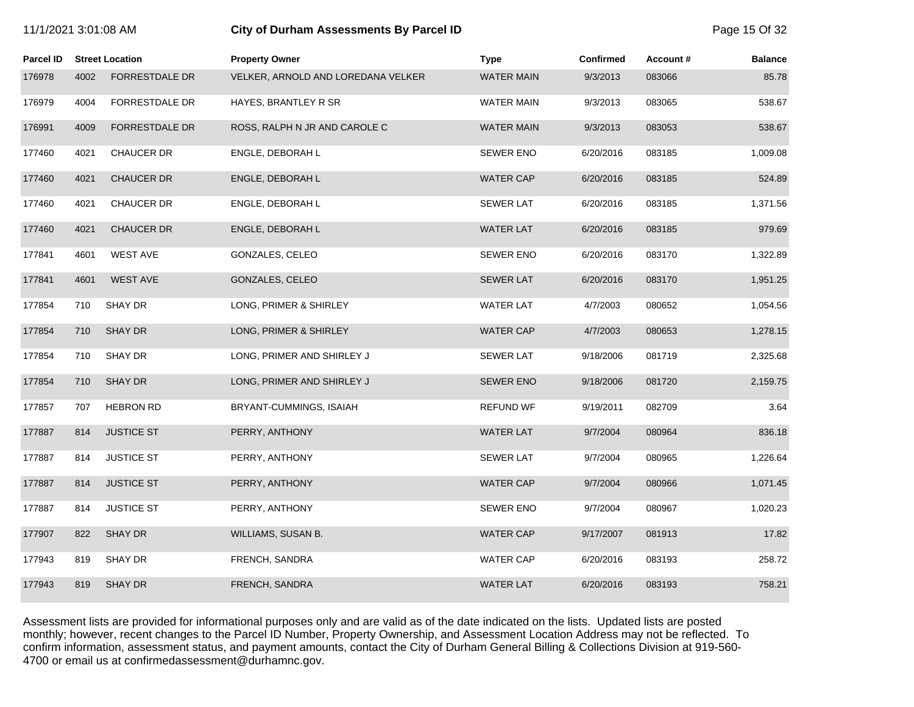# City of Durham Assessments By Parcel ID

11/1/2021 3:01:08 AM

| Parcel ID | Street Location | | Property Owner | Type | Confirmed | Account # | Balance |
|---|---|---|---|---|---|---|---|
| 176978 | 4002 | FORRESTDALE DR | VELKER, ARNOLD AND LOREDANA VELKER | WATER MAIN | 9/3/2013 | 083066 | 85.78 |
| 176979 | 4004 | FORRESTDALE DR | HAYES, BRANTLEY R SR | WATER MAIN | 9/3/2013 | 083065 | 538.67 |
| 176991 | 4009 | FORRESTDALE DR | ROSS, RALPH N JR AND CAROLE C | WATER MAIN | 9/3/2013 | 083053 | 538.67 |
| 177460 | 4021 | CHAUCER DR | ENGLE, DEBORAH L | SEWER ENO | 6/20/2016 | 083185 | 1,009.08 |
| 177460 | 4021 | CHAUCER DR | ENGLE, DEBORAH L | WATER CAP | 6/20/2016 | 083185 | 524.89 |
| 177460 | 4021 | CHAUCER DR | ENGLE, DEBORAH L | SEWER LAT | 6/20/2016 | 083185 | 1,371.56 |
| 177460 | 4021 | CHAUCER DR | ENGLE, DEBORAH L | WATER LAT | 6/20/2016 | 083185 | 979.69 |
| 177841 | 4601 | WEST AVE | GONZALES, CELEO | SEWER ENO | 6/20/2016 | 083170 | 1,322.89 |
| 177841 | 4601 | WEST AVE | GONZALES, CELEO | SEWER LAT | 6/20/2016 | 083170 | 1,951.25 |
| 177854 | 710 | SHAY DR | LONG, PRIMER & SHIRLEY | WATER LAT | 4/7/2003 | 080652 | 1,054.56 |
| 177854 | 710 | SHAY DR | LONG, PRIMER & SHIRLEY | WATER CAP | 4/7/2003 | 080653 | 1,278.15 |
| 177854 | 710 | SHAY DR | LONG, PRIMER AND SHIRLEY J | SEWER LAT | 9/18/2006 | 081719 | 2,325.68 |
| 177854 | 710 | SHAY DR | LONG, PRIMER AND SHIRLEY J | SEWER ENO | 9/18/2006 | 081720 | 2,159.75 |
| 177857 | 707 | HEBRON RD | BRYANT-CUMMINGS, ISAIAH | REFUND WF | 9/19/2011 | 082709 | 3.64 |
| 177887 | 814 | JUSTICE ST | PERRY, ANTHONY | WATER LAT | 9/7/2004 | 080964 | 836.18 |
| 177887 | 814 | JUSTICE ST | PERRY, ANTHONY | SEWER LAT | 9/7/2004 | 080965 | 1,226.64 |
| 177887 | 814 | JUSTICE ST | PERRY, ANTHONY | WATER CAP | 9/7/2004 | 080966 | 1,071.45 |
| 177887 | 814 | JUSTICE ST | PERRY, ANTHONY | SEWER ENO | 9/7/2004 | 080967 | 1,020.23 |
| 177907 | 822 | SHAY DR | WILLIAMS, SUSAN B. | WATER CAP | 9/17/2007 | 081913 | 17.82 |
| 177943 | 819 | SHAY DR | FRENCH, SANDRA | WATER CAP | 6/20/2016 | 083193 | 258.72 |
| 177943 | 819 | SHAY DR | FRENCH, SANDRA | WATER LAT | 6/20/2016 | 083193 | 758.21 |

Assessment lists are provided for informational purposes only and are valid as of the date indicated on the lists. Updated lists are posted monthly; however, recent changes to the Parcel ID Number, Property Ownership, and Assessment Location Address may not be reflected. To confirm information, assessment status, and payment amounts, contact the City of Durham General Billing & Collections Division at 919-560-4700 or email us at confirmedassessment@durhamnc.gov.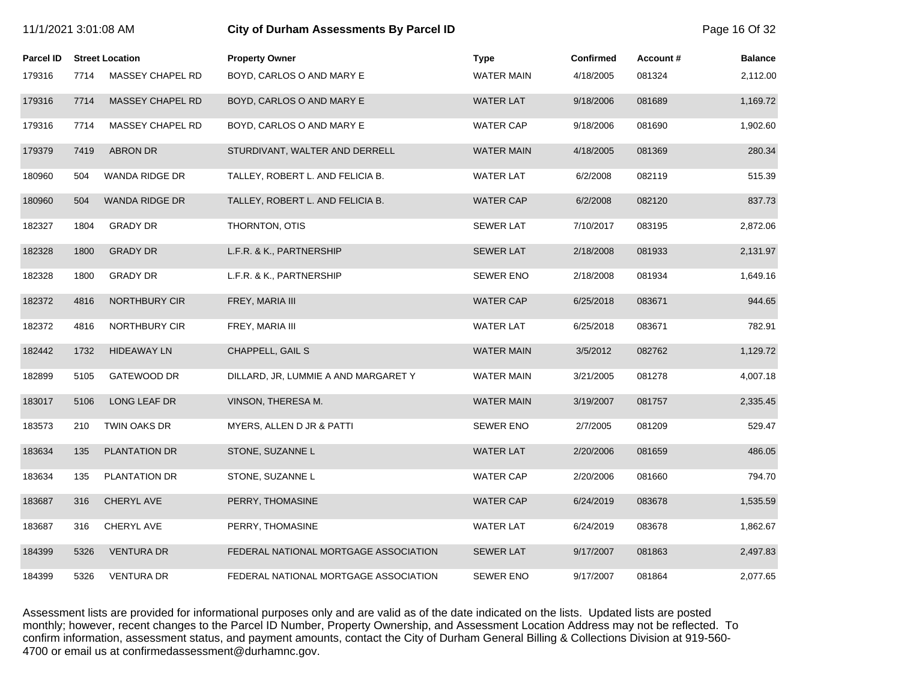# City of Durham Assessments By Parcel ID

| Parcel ID | Street Location | | Property Owner | Type | Confirmed | Account # | Balance |
|---|---|---|---|---|---|---|---|
| 179316 | 7714 | MASSEY CHAPEL RD | BOYD, CARLOS O AND MARY E | WATER MAIN | 4/18/2005 | 081324 | 2,112.00 |
| 179316 | 7714 | MASSEY CHAPEL RD | BOYD, CARLOS O AND MARY E | WATER LAT | 9/18/2006 | 081689 | 1,169.72 |
| 179316 | 7714 | MASSEY CHAPEL RD | BOYD, CARLOS O AND MARY E | WATER CAP | 9/18/2006 | 081690 | 1,902.60 |
| 179379 | 7419 | ABRON DR | STURDIVANT, WALTER AND DERRELL | WATER MAIN | 4/18/2005 | 081369 | 280.34 |
| 180960 | 504 | WANDA RIDGE DR | TALLEY, ROBERT L. AND FELICIA B. | WATER LAT | 6/2/2008 | 082119 | 515.39 |
| 180960 | 504 | WANDA RIDGE DR | TALLEY, ROBERT L. AND FELICIA B. | WATER CAP | 6/2/2008 | 082120 | 837.73 |
| 182327 | 1804 | GRADY DR | THORNTON, OTIS | SEWER LAT | 7/10/2017 | 083195 | 2,872.06 |
| 182328 | 1800 | GRADY DR | L.F.R. & K., PARTNERSHIP | SEWER LAT | 2/18/2008 | 081933 | 2,131.97 |
| 182328 | 1800 | GRADY DR | L.F.R. & K., PARTNERSHIP | SEWER ENO | 2/18/2008 | 081934 | 1,649.16 |
| 182372 | 4816 | NORTHBURY CIR | FREY, MARIA III | WATER CAP | 6/25/2018 | 083671 | 944.65 |
| 182372 | 4816 | NORTHBURY CIR | FREY, MARIA III | WATER LAT | 6/25/2018 | 083671 | 782.91 |
| 182442 | 1732 | HIDEAWAY LN | CHAPPELL, GAIL S | WATER MAIN | 3/5/2012 | 082762 | 1,129.72 |
| 182899 | 5105 | GATEWOOD DR | DILLARD, JR, LUMMIE A AND MARGARET Y | WATER MAIN | 3/21/2005 | 081278 | 4,007.18 |
| 183017 | 5106 | LONG LEAF DR | VINSON, THERESA M. | WATER MAIN | 3/19/2007 | 081757 | 2,335.45 |
| 183573 | 210 | TWIN OAKS DR | MYERS, ALLEN D JR & PATTI | SEWER ENO | 2/7/2005 | 081209 | 529.47 |
| 183634 | 135 | PLANTATION DR | STONE, SUZANNE L | WATER LAT | 2/20/2006 | 081659 | 486.05 |
| 183634 | 135 | PLANTATION DR | STONE, SUZANNE L | WATER CAP | 2/20/2006 | 081660 | 794.70 |
| 183687 | 316 | CHERYL AVE | PERRY, THOMASINE | WATER CAP | 6/24/2019 | 083678 | 1,535.59 |
| 183687 | 316 | CHERYL AVE | PERRY, THOMASINE | WATER LAT | 6/24/2019 | 083678 | 1,862.67 |
| 184399 | 5326 | VENTURA DR | FEDERAL NATIONAL MORTGAGE ASSOCIATION | SEWER LAT | 9/17/2007 | 081863 | 2,497.83 |
| 184399 | 5326 | VENTURA DR | FEDERAL NATIONAL MORTGAGE ASSOCIATION | SEWER ENO | 9/17/2007 | 081864 | 2,077.65 |

Assessment lists are provided for informational purposes only and are valid as of the date indicated on the lists. Updated lists are posted monthly; however, recent changes to the Parcel ID Number, Property Ownership, and Assessment Location Address may not be reflected. To confirm information, assessment status, and payment amounts, contact the City of Durham General Billing & Collections Division at 919-560-4700 or email us at confirmedassessment@durhamnc.gov.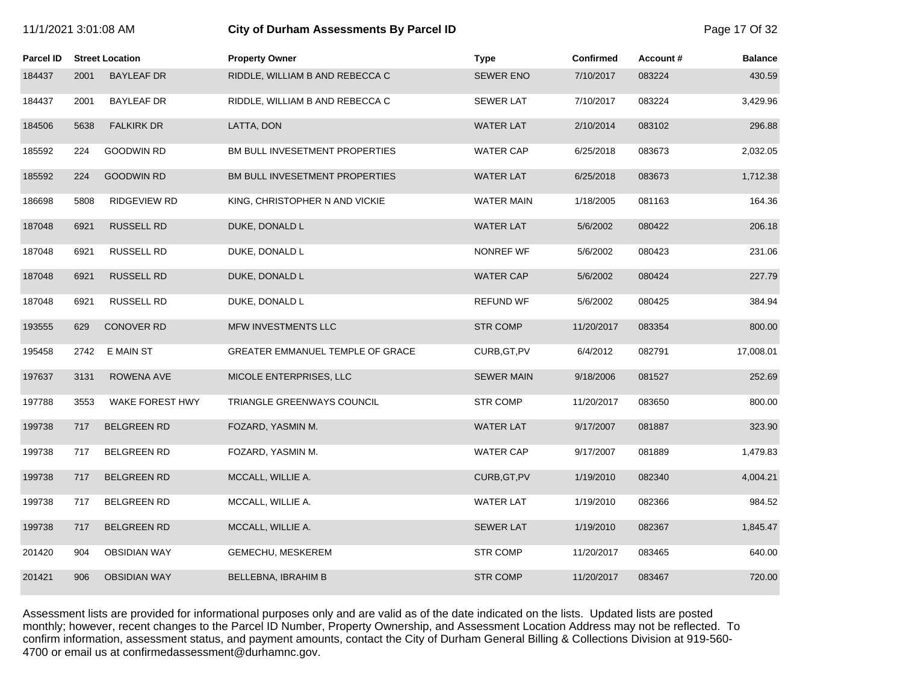# City of Durham Assessments By Parcel ID

| Parcel ID | Street Location | | Property Owner | Type | Confirmed | Account # | Balance |
|---|---|---|---|---|---|---|---|
| 184437 | 2001 | BAYLEAF DR | RIDDLE, WILLIAM B AND REBECCA C | SEWER ENO | 7/10/2017 | 083224 | 430.59 |
| 184437 | 2001 | BAYLEAF DR | RIDDLE, WILLIAM B AND REBECCA C | SEWER LAT | 7/10/2017 | 083224 | 3,429.96 |
| 184506 | 5638 | FALKIRK DR | LATTA, DON | WATER LAT | 2/10/2014 | 083102 | 296.88 |
| 185592 | 224 | GOODWIN RD | BM BULL INVESETMENT PROPERTIES | WATER CAP | 6/25/2018 | 083673 | 2,032.05 |
| 185592 | 224 | GOODWIN RD | BM BULL INVESETMENT PROPERTIES | WATER LAT | 6/25/2018 | 083673 | 1,712.38 |
| 186698 | 5808 | RIDGEVIEW RD | KING, CHRISTOPHER N AND VICKIE | WATER MAIN | 1/18/2005 | 081163 | 164.36 |
| 187048 | 6921 | RUSSELL RD | DUKE, DONALD L | WATER LAT | 5/6/2002 | 080422 | 206.18 |
| 187048 | 6921 | RUSSELL RD | DUKE, DONALD L | NONREF WF | 5/6/2002 | 080423 | 231.06 |
| 187048 | 6921 | RUSSELL RD | DUKE, DONALD L | WATER CAP | 5/6/2002 | 080424 | 227.79 |
| 187048 | 6921 | RUSSELL RD | DUKE, DONALD L | REFUND WF | 5/6/2002 | 080425 | 384.94 |
| 193555 | 629 | CONOVER RD | MFW INVESTMENTS LLC | STR COMP | 11/20/2017 | 083354 | 800.00 |
| 195458 | 2742 | E MAIN ST | GREATER EMMANUEL TEMPLE OF GRACE | CURB,GT,PV | 6/4/2012 | 082791 | 17,008.01 |
| 197637 | 3131 | ROWENA AVE | MICOLE ENTERPRISES, LLC | SEWER MAIN | 9/18/2006 | 081527 | 252.69 |
| 197788 | 3553 | WAKE FOREST HWY | TRIANGLE GREENWAYS COUNCIL | STR COMP | 11/20/2017 | 083650 | 800.00 |
| 199738 | 717 | BELGREEN RD | FOZARD, YASMIN M. | WATER LAT | 9/17/2007 | 081887 | 323.90 |
| 199738 | 717 | BELGREEN RD | FOZARD, YASMIN M. | WATER CAP | 9/17/2007 | 081889 | 1,479.83 |
| 199738 | 717 | BELGREEN RD | MCCALL, WILLIE A. | CURB,GT,PV | 1/19/2010 | 082340 | 4,004.21 |
| 199738 | 717 | BELGREEN RD | MCCALL, WILLIE A. | WATER LAT | 1/19/2010 | 082366 | 984.52 |
| 199738 | 717 | BELGREEN RD | MCCALL, WILLIE A. | SEWER LAT | 1/19/2010 | 082367 | 1,845.47 |
| 201420 | 904 | OBSIDIAN WAY | GEMECHU, MESKEREM | STR COMP | 11/20/2017 | 083465 | 640.00 |
| 201421 | 906 | OBSIDIAN WAY | BELLEBNA, IBRAHIM B | STR COMP | 11/20/2017 | 083467 | 720.00 |

Assessment lists are provided for informational purposes only and are valid as of the date indicated on the lists. Updated lists are posted monthly; however, recent changes to the Parcel ID Number, Property Ownership, and Assessment Location Address may not be reflected. To confirm information, assessment status, and payment amounts, contact the City of Durham General Billing & Collections Division at 919-560-4700 or email us at confirmedassessment@durhamnc.gov.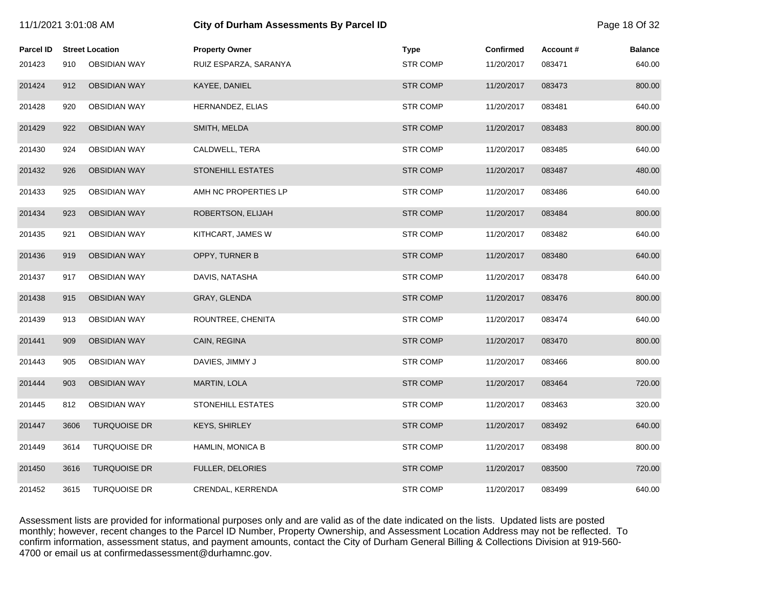# City of Durham Assessments By Parcel ID

11/1/2021 3:01:08 AM

| Parcel ID | Street Location | | Property Owner | Type | Confirmed | Account # | Balance |
|---|---|---|---|---|---|---|---|
| 201423 | 910 | OBSIDIAN WAY | RUIZ ESPARZA, SARANYA | STR COMP | 11/20/2017 | 083471 | 640.00 |
| 201424 | 912 | OBSIDIAN WAY | KAYEE, DANIEL | STR COMP | 11/20/2017 | 083473 | 800.00 |
| 201428 | 920 | OBSIDIAN WAY | HERNANDEZ, ELIAS | STR COMP | 11/20/2017 | 083481 | 640.00 |
| 201429 | 922 | OBSIDIAN WAY | SMITH, MELDA | STR COMP | 11/20/2017 | 083483 | 800.00 |
| 201430 | 924 | OBSIDIAN WAY | CALDWELL, TERA | STR COMP | 11/20/2017 | 083485 | 640.00 |
| 201432 | 926 | OBSIDIAN WAY | STONEHILL ESTATES | STR COMP | 11/20/2017 | 083487 | 480.00 |
| 201433 | 925 | OBSIDIAN WAY | AMH NC PROPERTIES LP | STR COMP | 11/20/2017 | 083486 | 640.00 |
| 201434 | 923 | OBSIDIAN WAY | ROBERTSON, ELIJAH | STR COMP | 11/20/2017 | 083484 | 800.00 |
| 201435 | 921 | OBSIDIAN WAY | KITHCART, JAMES W | STR COMP | 11/20/2017 | 083482 | 640.00 |
| 201436 | 919 | OBSIDIAN WAY | OPPY, TURNER B | STR COMP | 11/20/2017 | 083480 | 640.00 |
| 201437 | 917 | OBSIDIAN WAY | DAVIS, NATASHA | STR COMP | 11/20/2017 | 083478 | 640.00 |
| 201438 | 915 | OBSIDIAN WAY | GRAY, GLENDA | STR COMP | 11/20/2017 | 083476 | 800.00 |
| 201439 | 913 | OBSIDIAN WAY | ROUNTREE, CHENITA | STR COMP | 11/20/2017 | 083474 | 640.00 |
| 201441 | 909 | OBSIDIAN WAY | CAIN, REGINA | STR COMP | 11/20/2017 | 083470 | 800.00 |
| 201443 | 905 | OBSIDIAN WAY | DAVIES, JIMMY J | STR COMP | 11/20/2017 | 083466 | 800.00 |
| 201444 | 903 | OBSIDIAN WAY | MARTIN, LOLA | STR COMP | 11/20/2017 | 083464 | 720.00 |
| 201445 | 812 | OBSIDIAN WAY | STONEHILL ESTATES | STR COMP | 11/20/2017 | 083463 | 320.00 |
| 201447 | 3606 | TURQUOISE DR | KEYS, SHIRLEY | STR COMP | 11/20/2017 | 083492 | 640.00 |
| 201449 | 3614 | TURQUOISE DR | HAMLIN, MONICA B | STR COMP | 11/20/2017 | 083498 | 800.00 |
| 201450 | 3616 | TURQUOISE DR | FULLER, DELORIES | STR COMP | 11/20/2017 | 083500 | 720.00 |
| 201452 | 3615 | TURQUOISE DR | CRENDAL, KERRENDA | STR COMP | 11/20/2017 | 083499 | 640.00 |

Assessment lists are provided for informational purposes only and are valid as of the date indicated on the lists. Updated lists are posted monthly; however, recent changes to the Parcel ID Number, Property Ownership, and Assessment Location Address may not be reflected. To confirm information, assessment status, and payment amounts, contact the City of Durham General Billing & Collections Division at 919-560-4700 or email us at confirmedassessment@durhamnc.gov.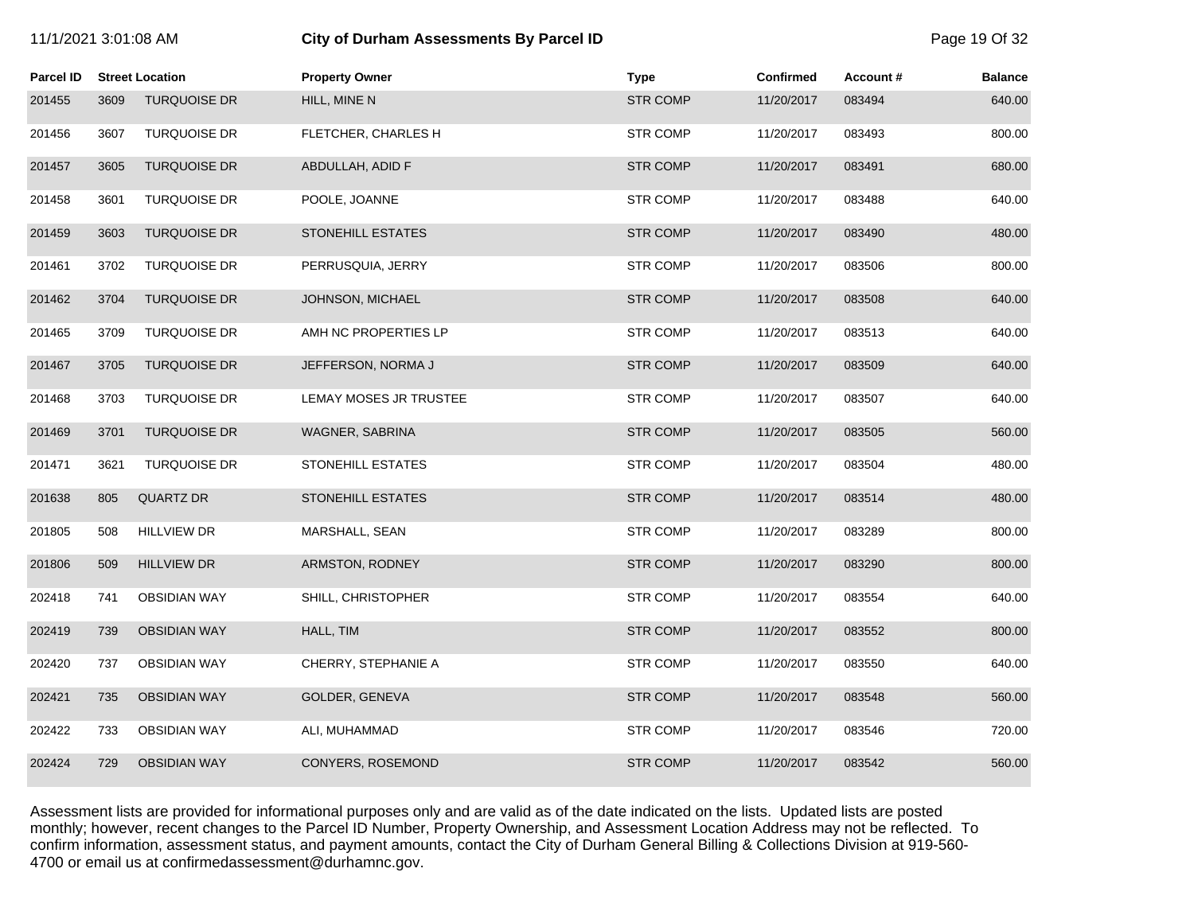# City of Durham Assessments By Parcel ID

11/1/2021 3:01:08 AM

| Parcel ID | Street Location | | Property Owner | Type | Confirmed | Account # | Balance |
|---|---|---|---|---|---|---|---|
| 201455 | 3609 | TURQUOISE DR | HILL, MINE N | STR COMP | 11/20/2017 | 083494 | 640.00 |
| 201456 | 3607 | TURQUOISE DR | FLETCHER, CHARLES H | STR COMP | 11/20/2017 | 083493 | 800.00 |
| 201457 | 3605 | TURQUOISE DR | ABDULLAH, ADID F | STR COMP | 11/20/2017 | 083491 | 680.00 |
| 201458 | 3601 | TURQUOISE DR | POOLE, JOANNE | STR COMP | 11/20/2017 | 083488 | 640.00 |
| 201459 | 3603 | TURQUOISE DR | STONEHILL ESTATES | STR COMP | 11/20/2017 | 083490 | 480.00 |
| 201461 | 3702 | TURQUOISE DR | PERRUSQUIA, JERRY | STR COMP | 11/20/2017 | 083506 | 800.00 |
| 201462 | 3704 | TURQUOISE DR | JOHNSON, MICHAEL | STR COMP | 11/20/2017 | 083508 | 640.00 |
| 201465 | 3709 | TURQUOISE DR | AMH NC PROPERTIES LP | STR COMP | 11/20/2017 | 083513 | 640.00 |
| 201467 | 3705 | TURQUOISE DR | JEFFERSON, NORMA J | STR COMP | 11/20/2017 | 083509 | 640.00 |
| 201468 | 3703 | TURQUOISE DR | LEMAY MOSES JR TRUSTEE | STR COMP | 11/20/2017 | 083507 | 640.00 |
| 201469 | 3701 | TURQUOISE DR | WAGNER, SABRINA | STR COMP | 11/20/2017 | 083505 | 560.00 |
| 201471 | 3621 | TURQUOISE DR | STONEHILL ESTATES | STR COMP | 11/20/2017 | 083504 | 480.00 |
| 201638 | 805 | QUARTZ DR | STONEHILL ESTATES | STR COMP | 11/20/2017 | 083514 | 480.00 |
| 201805 | 508 | HILLVIEW DR | MARSHALL, SEAN | STR COMP | 11/20/2017 | 083289 | 800.00 |
| 201806 | 509 | HILLVIEW DR | ARMSTON, RODNEY | STR COMP | 11/20/2017 | 083290 | 800.00 |
| 202418 | 741 | OBSIDIAN WAY | SHILL, CHRISTOPHER | STR COMP | 11/20/2017 | 083554 | 640.00 |
| 202419 | 739 | OBSIDIAN WAY | HALL, TIM | STR COMP | 11/20/2017 | 083552 | 800.00 |
| 202420 | 737 | OBSIDIAN WAY | CHERRY, STEPHANIE A | STR COMP | 11/20/2017 | 083550 | 640.00 |
| 202421 | 735 | OBSIDIAN WAY | GOLDER, GENEVA | STR COMP | 11/20/2017 | 083548 | 560.00 |
| 202422 | 733 | OBSIDIAN WAY | ALI, MUHAMMAD | STR COMP | 11/20/2017 | 083546 | 720.00 |
| 202424 | 729 | OBSIDIAN WAY | CONYERS, ROSEMOND | STR COMP | 11/20/2017 | 083542 | 560.00 |

Assessment lists are provided for informational purposes only and are valid as of the date indicated on the lists. Updated lists are posted monthly; however, recent changes to the Parcel ID Number, Property Ownership, and Assessment Location Address may not be reflected. To confirm information, assessment status, and payment amounts, contact the City of Durham General Billing & Collections Division at 919-560-4700 or email us at confirmedassessment@durhamnc.gov.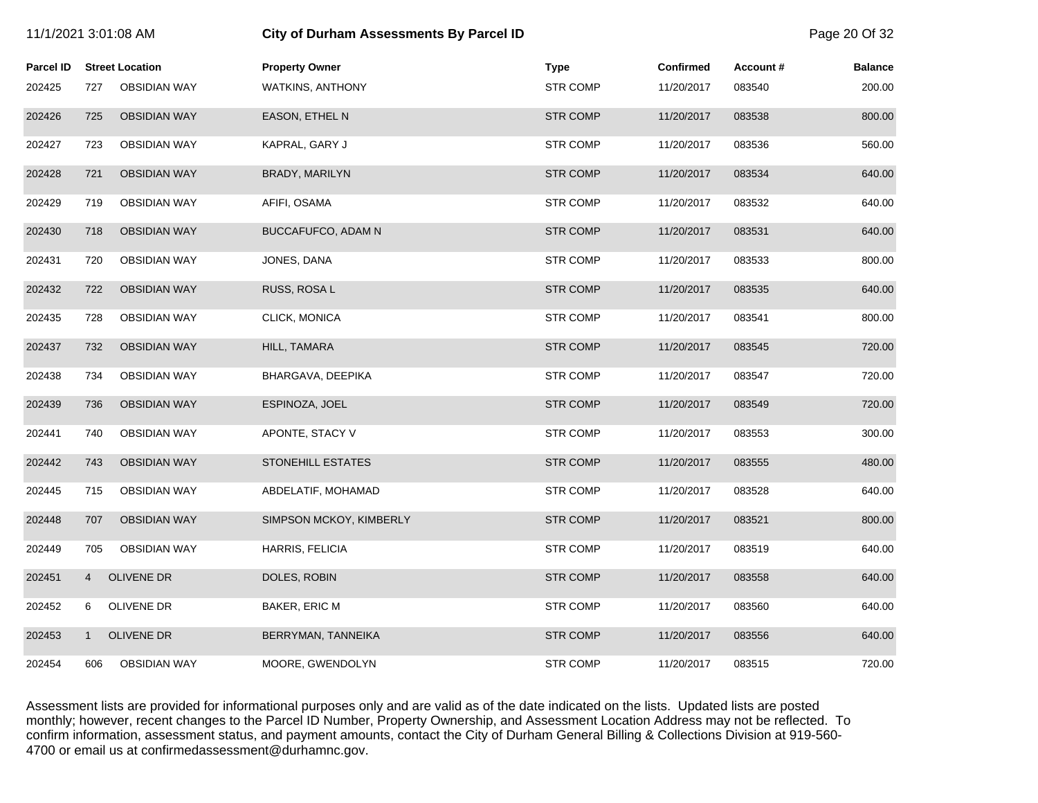# City of Durham Assessments By Parcel ID

11/1/2021 3:01:08 AM

| Parcel ID | Street Location | | Property Owner | Type | Confirmed | Account # | Balance |
|---|---|---|---|---|---|---|---|
| 202425 | 727 | OBSIDIAN WAY | WATKINS, ANTHONY | STR COMP | 11/20/2017 | 083540 | 200.00 |
| 202426 | 725 | OBSIDIAN WAY | EASON, ETHEL N | STR COMP | 11/20/2017 | 083538 | 800.00 |
| 202427 | 723 | OBSIDIAN WAY | KAPRAL, GARY J | STR COMP | 11/20/2017 | 083536 | 560.00 |
| 202428 | 721 | OBSIDIAN WAY | BRADY, MARILYN | STR COMP | 11/20/2017 | 083534 | 640.00 |
| 202429 | 719 | OBSIDIAN WAY | AFIFI, OSAMA | STR COMP | 11/20/2017 | 083532 | 640.00 |
| 202430 | 718 | OBSIDIAN WAY | BUCCAFUFCO, ADAM N | STR COMP | 11/20/2017 | 083531 | 640.00 |
| 202431 | 720 | OBSIDIAN WAY | JONES, DANA | STR COMP | 11/20/2017 | 083533 | 800.00 |
| 202432 | 722 | OBSIDIAN WAY | RUSS, ROSA L | STR COMP | 11/20/2017 | 083535 | 640.00 |
| 202435 | 728 | OBSIDIAN WAY | CLICK, MONICA | STR COMP | 11/20/2017 | 083541 | 800.00 |
| 202437 | 732 | OBSIDIAN WAY | HILL, TAMARA | STR COMP | 11/20/2017 | 083545 | 720.00 |
| 202438 | 734 | OBSIDIAN WAY | BHARGAVA, DEEPIKA | STR COMP | 11/20/2017 | 083547 | 720.00 |
| 202439 | 736 | OBSIDIAN WAY | ESPINOZA, JOEL | STR COMP | 11/20/2017 | 083549 | 720.00 |
| 202441 | 740 | OBSIDIAN WAY | APONTE, STACY V | STR COMP | 11/20/2017 | 083553 | 300.00 |
| 202442 | 743 | OBSIDIAN WAY | STONEHILL ESTATES | STR COMP | 11/20/2017 | 083555 | 480.00 |
| 202445 | 715 | OBSIDIAN WAY | ABDELATIF, MOHAMAD | STR COMP | 11/20/2017 | 083528 | 640.00 |
| 202448 | 707 | OBSIDIAN WAY | SIMPSON MCKOY, KIMBERLY | STR COMP | 11/20/2017 | 083521 | 800.00 |
| 202449 | 705 | OBSIDIAN WAY | HARRIS, FELICIA | STR COMP | 11/20/2017 | 083519 | 640.00 |
| 202451 | 4 | OLIVENE DR | DOLES, ROBIN | STR COMP | 11/20/2017 | 083558 | 640.00 |
| 202452 | 6 | OLIVENE DR | BAKER, ERIC M | STR COMP | 11/20/2017 | 083560 | 640.00 |
| 202453 | 1 | OLIVENE DR | BERRYMAN, TANNEIKA | STR COMP | 11/20/2017 | 083556 | 640.00 |
| 202454 | 606 | OBSIDIAN WAY | MOORE, GWENDOLYN | STR COMP | 11/20/2017 | 083515 | 720.00 |

Assessment lists are provided for informational purposes only and are valid as of the date indicated on the lists. Updated lists are posted monthly; however, recent changes to the Parcel ID Number, Property Ownership, and Assessment Location Address may not be reflected. To confirm information, assessment status, and payment amounts, contact the City of Durham General Billing & Collections Division at 919-560-4700 or email us at confirmedassessment@durhamnc.gov.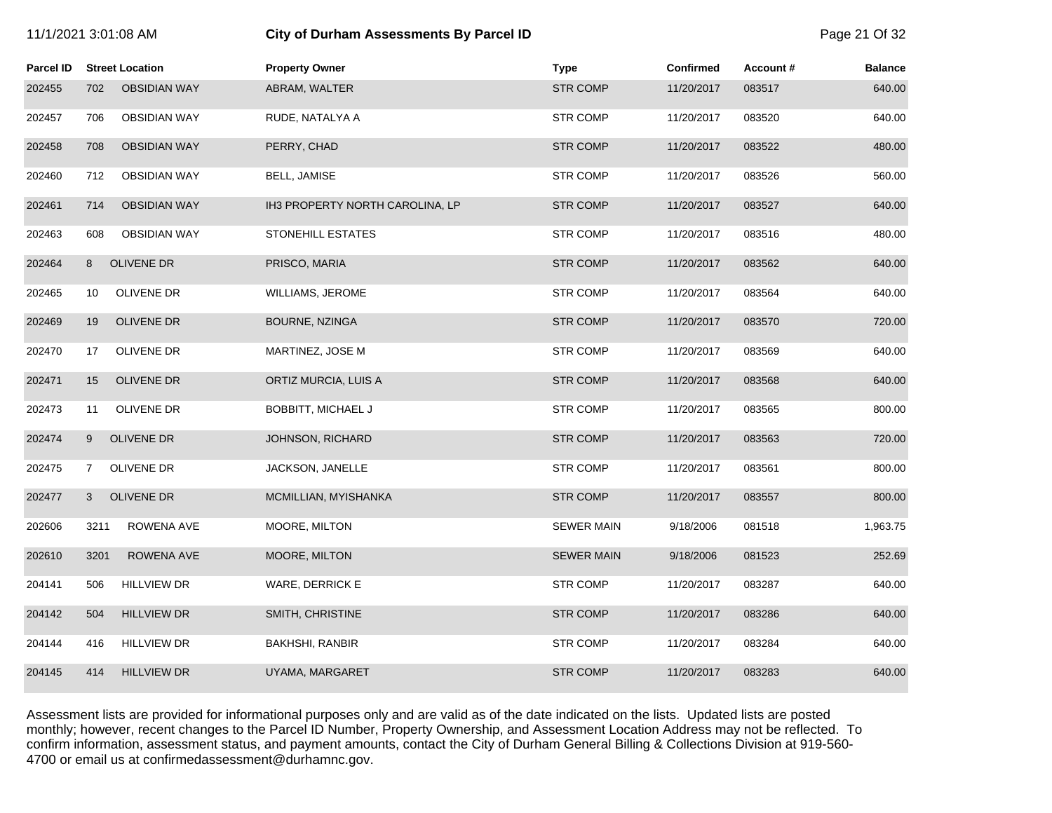| Parcel ID | Street Location | | Property Owner | Type | Confirmed | Account # | Balance |
|---|---|---|---|---|---|---|---|
| 202455 | 702 | OBSIDIAN WAY | ABRAM, WALTER | STR COMP | 11/20/2017 | 083517 | 640.00 |
| 202457 | 706 | OBSIDIAN WAY | RUDE, NATALYA A | STR COMP | 11/20/2017 | 083520 | 640.00 |
| 202458 | 708 | OBSIDIAN WAY | PERRY, CHAD | STR COMP | 11/20/2017 | 083522 | 480.00 |
| 202460 | 712 | OBSIDIAN WAY | BELL, JAMISE | STR COMP | 11/20/2017 | 083526 | 560.00 |
| 202461 | 714 | OBSIDIAN WAY | IH3 PROPERTY NORTH CAROLINA, LP | STR COMP | 11/20/2017 | 083527 | 640.00 |
| 202463 | 608 | OBSIDIAN WAY | STONEHILL ESTATES | STR COMP | 11/20/2017 | 083516 | 480.00 |
| 202464 | 8 | OLIVENE DR | PRISCO, MARIA | STR COMP | 11/20/2017 | 083562 | 640.00 |
| 202465 | 10 | OLIVENE DR | WILLIAMS, JEROME | STR COMP | 11/20/2017 | 083564 | 640.00 |
| 202469 | 19 | OLIVENE DR | BOURNE, NZINGA | STR COMP | 11/20/2017 | 083570 | 720.00 |
| 202470 | 17 | OLIVENE DR | MARTINEZ, JOSE M | STR COMP | 11/20/2017 | 083569 | 640.00 |
| 202471 | 15 | OLIVENE DR | ORTIZ MURCIA, LUIS A | STR COMP | 11/20/2017 | 083568 | 640.00 |
| 202473 | 11 | OLIVENE DR | BOBBITT, MICHAEL J | STR COMP | 11/20/2017 | 083565 | 800.00 |
| 202474 | 9 | OLIVENE DR | JOHNSON, RICHARD | STR COMP | 11/20/2017 | 083563 | 720.00 |
| 202475 | 7 | OLIVENE DR | JACKSON, JANELLE | STR COMP | 11/20/2017 | 083561 | 800.00 |
| 202477 | 3 | OLIVENE DR | MCMILLIAN, MYISHANKA | STR COMP | 11/20/2017 | 083557 | 800.00 |
| 202606 | 3211 | ROWENA AVE | MOORE, MILTON | SEWER MAIN | 9/18/2006 | 081518 | 1,963.75 |
| 202610 | 3201 | ROWENA AVE | MOORE, MILTON | SEWER MAIN | 9/18/2006 | 081523 | 252.69 |
| 204141 | 506 | HILLVIEW DR | WARE, DERRICK E | STR COMP | 11/20/2017 | 083287 | 640.00 |
| 204142 | 504 | HILLVIEW DR | SMITH, CHRISTINE | STR COMP | 11/20/2017 | 083286 | 640.00 |
| 204144 | 416 | HILLVIEW DR | BAKHSHI, RANBIR | STR COMP | 11/20/2017 | 083284 | 640.00 |
| 204145 | 414 | HILLVIEW DR | UYAMA, MARGARET | STR COMP | 11/20/2017 | 083283 | 640.00 |

Assessment lists are provided for informational purposes only and are valid as of the date indicated on the lists. Updated lists are posted monthly; however, recent changes to the Parcel ID Number, Property Ownership, and Assessment Location Address may not be reflected. To confirm information, assessment status, and payment amounts, contact the City of Durham General Billing & Collections Division at 919-560-4700 or email us at confirmedassessment@durhamnc.gov.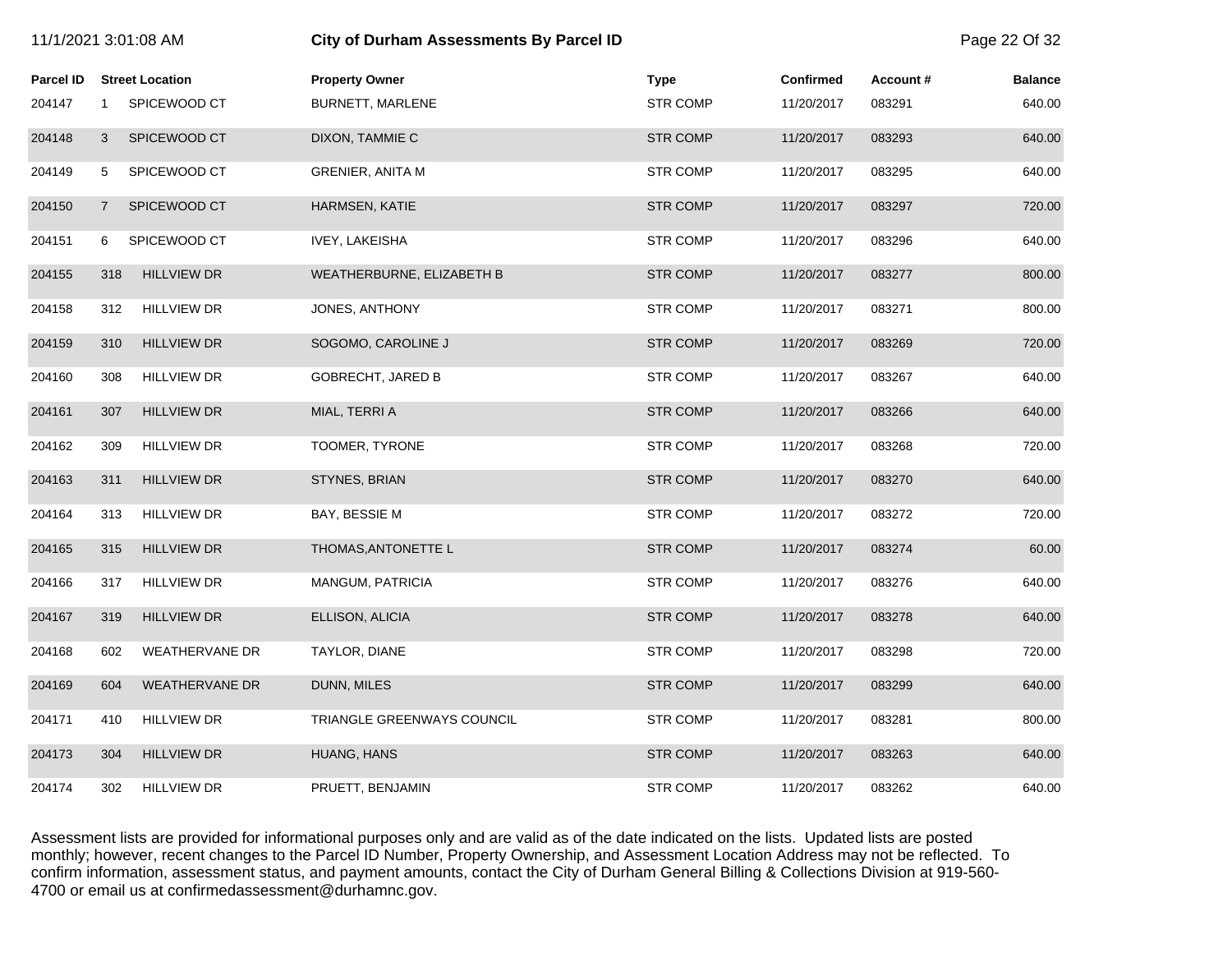# City of Durham Assessments By Parcel ID

| Parcel ID | Street Location | | Property Owner | Type | Confirmed | Account # | Balance |
|---|---|---|---|---|---|---|---|
| 204147 | 1 | SPICEWOOD CT | BURNETT, MARLENE | STR COMP | 11/20/2017 | 083291 | 640.00 |
| 204148 | 3 | SPICEWOOD CT | DIXON, TAMMIE C | STR COMP | 11/20/2017 | 083293 | 640.00 |
| 204149 | 5 | SPICEWOOD CT | GRENIER, ANITA M | STR COMP | 11/20/2017 | 083295 | 640.00 |
| 204150 | 7 | SPICEWOOD CT | HARMSEN, KATIE | STR COMP | 11/20/2017 | 083297 | 720.00 |
| 204151 | 6 | SPICEWOOD CT | IVEY, LAKEISHA | STR COMP | 11/20/2017 | 083296 | 640.00 |
| 204155 | 318 | HILLVIEW DR | WEATHERBURNE, ELIZABETH B | STR COMP | 11/20/2017 | 083277 | 800.00 |
| 204158 | 312 | HILLVIEW DR | JONES, ANTHONY | STR COMP | 11/20/2017 | 083271 | 800.00 |
| 204159 | 310 | HILLVIEW DR | SOGOMO, CAROLINE J | STR COMP | 11/20/2017 | 083269 | 720.00 |
| 204160 | 308 | HILLVIEW DR | GOBRECHT, JARED B | STR COMP | 11/20/2017 | 083267 | 640.00 |
| 204161 | 307 | HILLVIEW DR | MIAL, TERRI A | STR COMP | 11/20/2017 | 083266 | 640.00 |
| 204162 | 309 | HILLVIEW DR | TOOMER, TYRONE | STR COMP | 11/20/2017 | 083268 | 720.00 |
| 204163 | 311 | HILLVIEW DR | STYNES, BRIAN | STR COMP | 11/20/2017 | 083270 | 640.00 |
| 204164 | 313 | HILLVIEW DR | BAY, BESSIE M | STR COMP | 11/20/2017 | 083272 | 720.00 |
| 204165 | 315 | HILLVIEW DR | THOMAS,ANTONETTE L | STR COMP | 11/20/2017 | 083274 | 60.00 |
| 204166 | 317 | HILLVIEW DR | MANGUM, PATRICIA | STR COMP | 11/20/2017 | 083276 | 640.00 |
| 204167 | 319 | HILLVIEW DR | ELLISON, ALICIA | STR COMP | 11/20/2017 | 083278 | 640.00 |
| 204168 | 602 | WEATHERVANE DR | TAYLOR, DIANE | STR COMP | 11/20/2017 | 083298 | 720.00 |
| 204169 | 604 | WEATHERVANE DR | DUNN, MILES | STR COMP | 11/20/2017 | 083299 | 640.00 |
| 204171 | 410 | HILLVIEW DR | TRIANGLE GREENWAYS COUNCIL | STR COMP | 11/20/2017 | 083281 | 800.00 |
| 204173 | 304 | HILLVIEW DR | HUANG, HANS | STR COMP | 11/20/2017 | 083263 | 640.00 |
| 204174 | 302 | HILLVIEW DR | PRUETT, BENJAMIN | STR COMP | 11/20/2017 | 083262 | 640.00 |

Assessment lists are provided for informational purposes only and are valid as of the date indicated on the lists. Updated lists are posted monthly; however, recent changes to the Parcel ID Number, Property Ownership, and Assessment Location Address may not be reflected. To confirm information, assessment status, and payment amounts, contact the City of Durham General Billing & Collections Division at 919-560-4700 or email us at confirmedassessment@durhamnc.gov.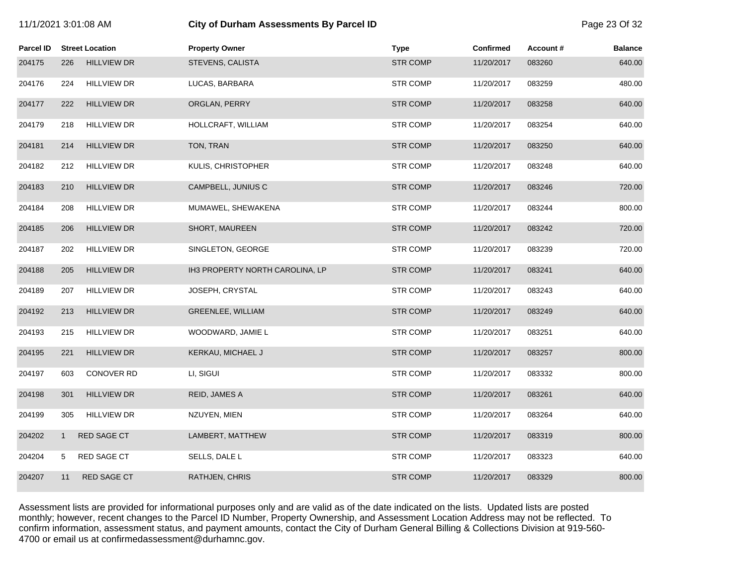| Parcel ID | Street Location | | Property Owner | Type | Confirmed | Account # | Balance |
|---|---|---|---|---|---|---|---|
| 204175 | 226 | HILLVIEW DR | STEVENS, CALISTA | STR COMP | 11/20/2017 | 083260 | 640.00 |
| 204176 | 224 | HILLVIEW DR | LUCAS, BARBARA | STR COMP | 11/20/2017 | 083259 | 480.00 |
| 204177 | 222 | HILLVIEW DR | ORGLAN, PERRY | STR COMP | 11/20/2017 | 083258 | 640.00 |
| 204179 | 218 | HILLVIEW DR | HOLLCRAFT, WILLIAM | STR COMP | 11/20/2017 | 083254 | 640.00 |
| 204181 | 214 | HILLVIEW DR | TON, TRAN | STR COMP | 11/20/2017 | 083250 | 640.00 |
| 204182 | 212 | HILLVIEW DR | KULIS, CHRISTOPHER | STR COMP | 11/20/2017 | 083248 | 640.00 |
| 204183 | 210 | HILLVIEW DR | CAMPBELL, JUNIUS C | STR COMP | 11/20/2017 | 083246 | 720.00 |
| 204184 | 208 | HILLVIEW DR | MUMAWEL, SHEWAKENA | STR COMP | 11/20/2017 | 083244 | 800.00 |
| 204185 | 206 | HILLVIEW DR | SHORT, MAUREEN | STR COMP | 11/20/2017 | 083242 | 720.00 |
| 204187 | 202 | HILLVIEW DR | SINGLETON, GEORGE | STR COMP | 11/20/2017 | 083239 | 720.00 |
| 204188 | 205 | HILLVIEW DR | IH3 PROPERTY NORTH CAROLINA, LP | STR COMP | 11/20/2017 | 083241 | 640.00 |
| 204189 | 207 | HILLVIEW DR | JOSEPH, CRYSTAL | STR COMP | 11/20/2017 | 083243 | 640.00 |
| 204192 | 213 | HILLVIEW DR | GREENLEE, WILLIAM | STR COMP | 11/20/2017 | 083249 | 640.00 |
| 204193 | 215 | HILLVIEW DR | WOODWARD, JAMIE L | STR COMP | 11/20/2017 | 083251 | 640.00 |
| 204195 | 221 | HILLVIEW DR | KERKAU, MICHAEL J | STR COMP | 11/20/2017 | 083257 | 800.00 |
| 204197 | 603 | CONOVER RD | LI, SIGUI | STR COMP | 11/20/2017 | 083332 | 800.00 |
| 204198 | 301 | HILLVIEW DR | REID, JAMES A | STR COMP | 11/20/2017 | 083261 | 640.00 |
| 204199 | 305 | HILLVIEW DR | NZUYEN, MIEN | STR COMP | 11/20/2017 | 083264 | 640.00 |
| 204202 | 1 | RED SAGE CT | LAMBERT, MATTHEW | STR COMP | 11/20/2017 | 083319 | 800.00 |
| 204204 | 5 | RED SAGE CT | SELLS, DALE L | STR COMP | 11/20/2017 | 083323 | 640.00 |
| 204207 | 11 | RED SAGE CT | RATHJEN, CHRIS | STR COMP | 11/20/2017 | 083329 | 800.00 |

Assessment lists are provided for informational purposes only and are valid as of the date indicated on the lists. Updated lists are posted monthly; however, recent changes to the Parcel ID Number, Property Ownership, and Assessment Location Address may not be reflected. To confirm information, assessment status, and payment amounts, contact the City of Durham General Billing & Collections Division at 919-560-4700 or email us at confirmedassessment@durhamnc.gov.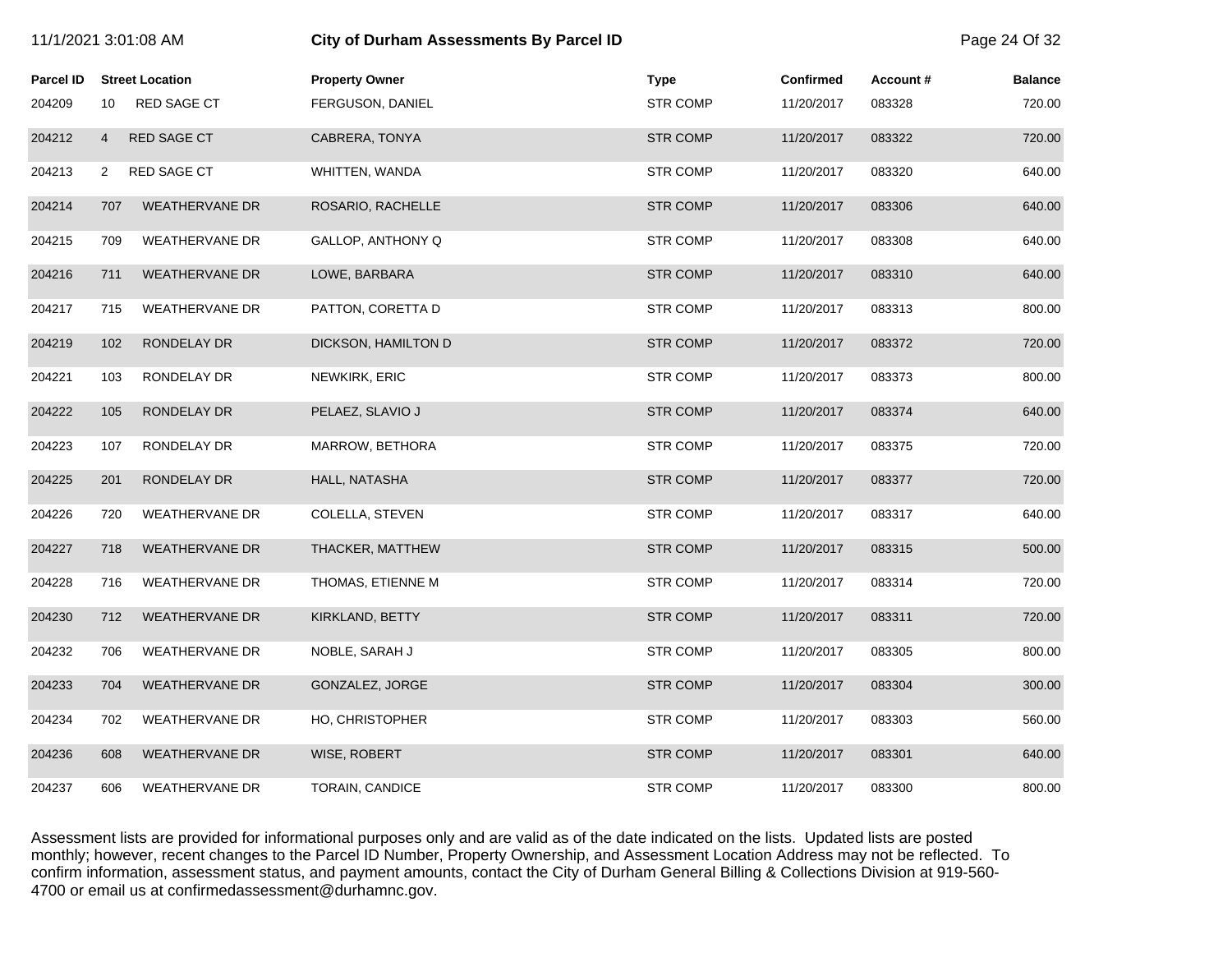| Parcel ID | Street Location | | Property Owner | Type | Confirmed | Account # | Balance |
|---|---|---|---|---|---|---|---|
| 204209 | 10 | RED SAGE CT | FERGUSON, DANIEL | STR COMP | 11/20/2017 | 083328 | 720.00 |
| 204212 | 4 | RED SAGE CT | CABRERA, TONYA | STR COMP | 11/20/2017 | 083322 | 720.00 |
| 204213 | 2 | RED SAGE CT | WHITTEN, WANDA | STR COMP | 11/20/2017 | 083320 | 640.00 |
| 204214 | 707 | WEATHERVANE DR | ROSARIO, RACHELLE | STR COMP | 11/20/2017 | 083306 | 640.00 |
| 204215 | 709 | WEATHERVANE DR | GALLOP, ANTHONY Q | STR COMP | 11/20/2017 | 083308 | 640.00 |
| 204216 | 711 | WEATHERVANE DR | LOWE, BARBARA | STR COMP | 11/20/2017 | 083310 | 640.00 |
| 204217 | 715 | WEATHERVANE DR | PATTON, CORETTA D | STR COMP | 11/20/2017 | 083313 | 800.00 |
| 204219 | 102 | RONDELAY DR | DICKSON, HAMILTON D | STR COMP | 11/20/2017 | 083372 | 720.00 |
| 204221 | 103 | RONDELAY DR | NEWKIRK, ERIC | STR COMP | 11/20/2017 | 083373 | 800.00 |
| 204222 | 105 | RONDELAY DR | PELAEZ, SLAVIO J | STR COMP | 11/20/2017 | 083374 | 640.00 |
| 204223 | 107 | RONDELAY DR | MARROW, BETHORA | STR COMP | 11/20/2017 | 083375 | 720.00 |
| 204225 | 201 | RONDELAY DR | HALL, NATASHA | STR COMP | 11/20/2017 | 083377 | 720.00 |
| 204226 | 720 | WEATHERVANE DR | COLELLA, STEVEN | STR COMP | 11/20/2017 | 083317 | 640.00 |
| 204227 | 718 | WEATHERVANE DR | THACKER, MATTHEW | STR COMP | 11/20/2017 | 083315 | 500.00 |
| 204228 | 716 | WEATHERVANE DR | THOMAS, ETIENNE M | STR COMP | 11/20/2017 | 083314 | 720.00 |
| 204230 | 712 | WEATHERVANE DR | KIRKLAND, BETTY | STR COMP | 11/20/2017 | 083311 | 720.00 |
| 204232 | 706 | WEATHERVANE DR | NOBLE, SARAH J | STR COMP | 11/20/2017 | 083305 | 800.00 |
| 204233 | 704 | WEATHERVANE DR | GONZALEZ, JORGE | STR COMP | 11/20/2017 | 083304 | 300.00 |
| 204234 | 702 | WEATHERVANE DR | HO, CHRISTOPHER | STR COMP | 11/20/2017 | 083303 | 560.00 |
| 204236 | 608 | WEATHERVANE DR | WISE, ROBERT | STR COMP | 11/20/2017 | 083301 | 640.00 |
| 204237 | 606 | WEATHERVANE DR | TORAIN, CANDICE | STR COMP | 11/20/2017 | 083300 | 800.00 |

Assessment lists are provided for informational purposes only and are valid as of the date indicated on the lists. Updated lists are posted monthly; however, recent changes to the Parcel ID Number, Property Ownership, and Assessment Location Address may not be reflected. To confirm information, assessment status, and payment amounts, contact the City of Durham General Billing & Collections Division at 919-560-4700 or email us at confirmedassessment@durhamnc.gov.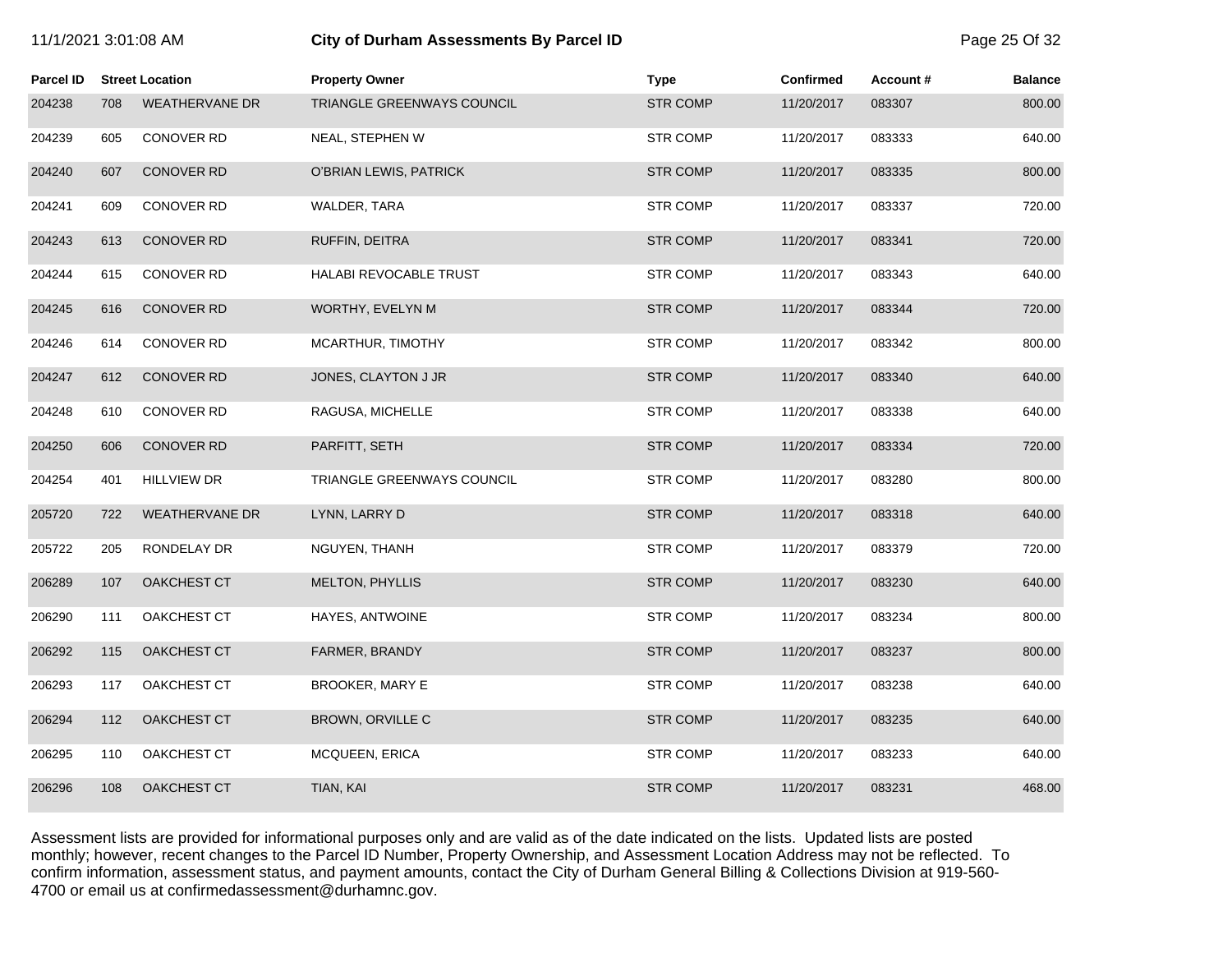| Parcel ID | Street Location | | Property Owner | Type | Confirmed | Account # | Balance |
|---|---|---|---|---|---|---|---|
| 204238 | 708 | WEATHERVANE DR | TRIANGLE GREENWAYS COUNCIL | STR COMP | 11/20/2017 | 083307 | 800.00 |
| 204239 | 605 | CONOVER RD | NEAL, STEPHEN W | STR COMP | 11/20/2017 | 083333 | 640.00 |
| 204240 | 607 | CONOVER RD | O'BRIAN LEWIS, PATRICK | STR COMP | 11/20/2017 | 083335 | 800.00 |
| 204241 | 609 | CONOVER RD | WALDER, TARA | STR COMP | 11/20/2017 | 083337 | 720.00 |
| 204243 | 613 | CONOVER RD | RUFFIN, DEITRA | STR COMP | 11/20/2017 | 083341 | 720.00 |
| 204244 | 615 | CONOVER RD | HALABI REVOCABLE TRUST | STR COMP | 11/20/2017 | 083343 | 640.00 |
| 204245 | 616 | CONOVER RD | WORTHY, EVELYN M | STR COMP | 11/20/2017 | 083344 | 720.00 |
| 204246 | 614 | CONOVER RD | MCARTHUR, TIMOTHY | STR COMP | 11/20/2017 | 083342 | 800.00 |
| 204247 | 612 | CONOVER RD | JONES, CLAYTON J JR | STR COMP | 11/20/2017 | 083340 | 640.00 |
| 204248 | 610 | CONOVER RD | RAGUSA, MICHELLE | STR COMP | 11/20/2017 | 083338 | 640.00 |
| 204250 | 606 | CONOVER RD | PARFITT, SETH | STR COMP | 11/20/2017 | 083334 | 720.00 |
| 204254 | 401 | HILLVIEW DR | TRIANGLE GREENWAYS COUNCIL | STR COMP | 11/20/2017 | 083280 | 800.00 |
| 205720 | 722 | WEATHERVANE DR | LYNN, LARRY D | STR COMP | 11/20/2017 | 083318 | 640.00 |
| 205722 | 205 | RONDELAY DR | NGUYEN, THANH | STR COMP | 11/20/2017 | 083379 | 720.00 |
| 206289 | 107 | OAKCHEST CT | MELTON, PHYLLIS | STR COMP | 11/20/2017 | 083230 | 640.00 |
| 206290 | 111 | OAKCHEST CT | HAYES, ANTWOINE | STR COMP | 11/20/2017 | 083234 | 800.00 |
| 206292 | 115 | OAKCHEST CT | FARMER, BRANDY | STR COMP | 11/20/2017 | 083237 | 800.00 |
| 206293 | 117 | OAKCHEST CT | BROOKER, MARY E | STR COMP | 11/20/2017 | 083238 | 640.00 |
| 206294 | 112 | OAKCHEST CT | BROWN, ORVILLE C | STR COMP | 11/20/2017 | 083235 | 640.00 |
| 206295 | 110 | OAKCHEST CT | MCQUEEN, ERICA | STR COMP | 11/20/2017 | 083233 | 640.00 |
| 206296 | 108 | OAKCHEST CT | TIAN, KAI | STR COMP | 11/20/2017 | 083231 | 468.00 |

Assessment lists are provided for informational purposes only and are valid as of the date indicated on the lists. Updated lists are posted monthly; however, recent changes to the Parcel ID Number, Property Ownership, and Assessment Location Address may not be reflected. To confirm information, assessment status, and payment amounts, contact the City of Durham General Billing & Collections Division at 919-560-4700 or email us at confirmedassessment@durhamnc.gov.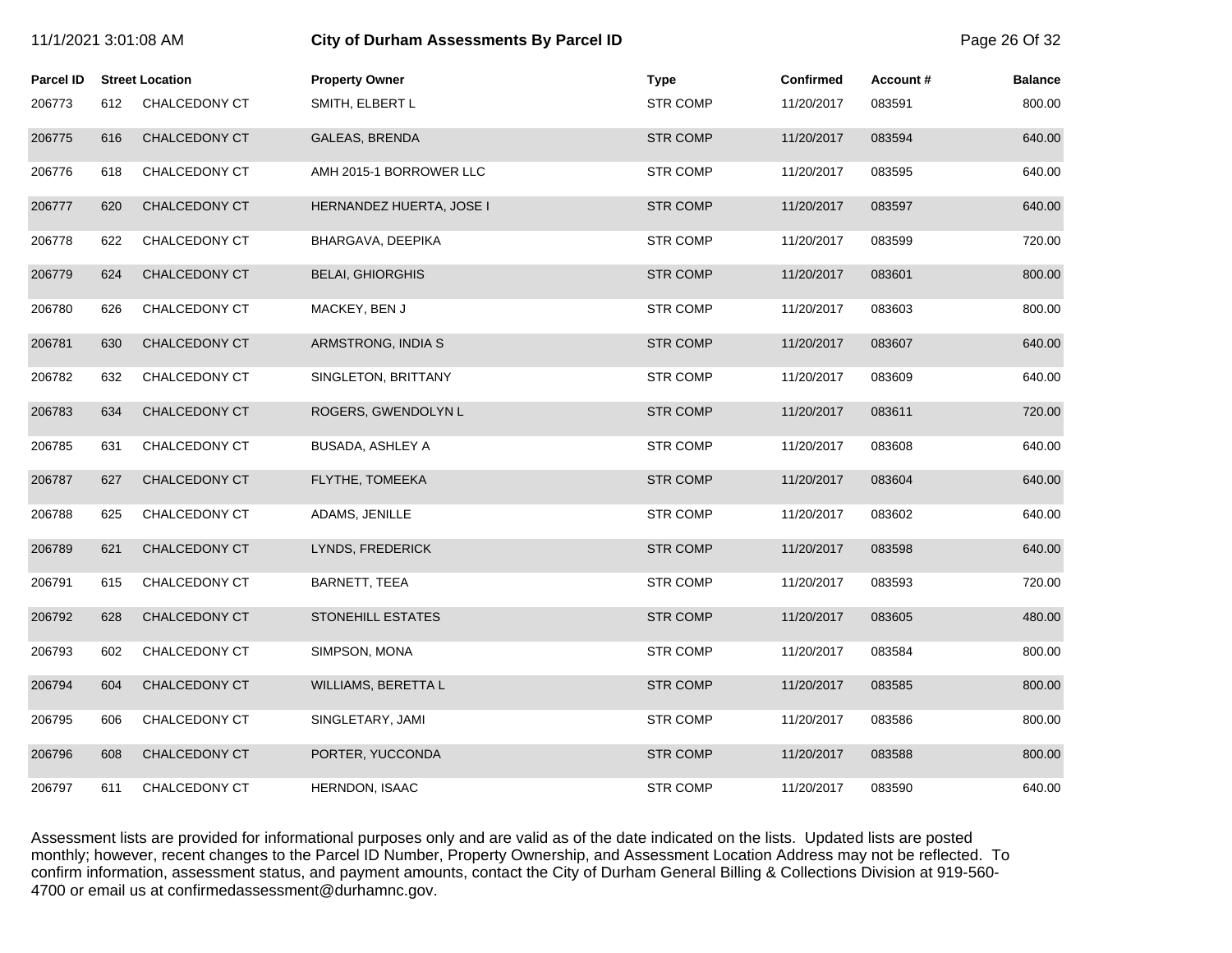| Parcel ID | Street Location | | Property Owner | Type | Confirmed | Account # | Balance |
|---|---|---|---|---|---|---|---|
| 206773 | 612 | CHALCEDONY CT | SMITH, ELBERT L | STR COMP | 11/20/2017 | 083591 | 800.00 |
| 206775 | 616 | CHALCEDONY CT | GALEAS, BRENDA | STR COMP | 11/20/2017 | 083594 | 640.00 |
| 206776 | 618 | CHALCEDONY CT | AMH 2015-1 BORROWER LLC | STR COMP | 11/20/2017 | 083595 | 640.00 |
| 206777 | 620 | CHALCEDONY CT | HERNANDEZ HUERTA, JOSE I | STR COMP | 11/20/2017 | 083597 | 640.00 |
| 206778 | 622 | CHALCEDONY CT | BHARGAVA, DEEPIKA | STR COMP | 11/20/2017 | 083599 | 720.00 |
| 206779 | 624 | CHALCEDONY CT | BELAI, GHIORGHIS | STR COMP | 11/20/2017 | 083601 | 800.00 |
| 206780 | 626 | CHALCEDONY CT | MACKEY, BEN J | STR COMP | 11/20/2017 | 083603 | 800.00 |
| 206781 | 630 | CHALCEDONY CT | ARMSTRONG, INDIA S | STR COMP | 11/20/2017 | 083607 | 640.00 |
| 206782 | 632 | CHALCEDONY CT | SINGLETON, BRITTANY | STR COMP | 11/20/2017 | 083609 | 640.00 |
| 206783 | 634 | CHALCEDONY CT | ROGERS, GWENDOLYN L | STR COMP | 11/20/2017 | 083611 | 720.00 |
| 206785 | 631 | CHALCEDONY CT | BUSADA, ASHLEY A | STR COMP | 11/20/2017 | 083608 | 640.00 |
| 206787 | 627 | CHALCEDONY CT | FLYTHE, TOMEEKA | STR COMP | 11/20/2017 | 083604 | 640.00 |
| 206788 | 625 | CHALCEDONY CT | ADAMS, JENILLE | STR COMP | 11/20/2017 | 083602 | 640.00 |
| 206789 | 621 | CHALCEDONY CT | LYNDS, FREDERICK | STR COMP | 11/20/2017 | 083598 | 640.00 |
| 206791 | 615 | CHALCEDONY CT | BARNETT, TEEA | STR COMP | 11/20/2017 | 083593 | 720.00 |
| 206792 | 628 | CHALCEDONY CT | STONEHILL ESTATES | STR COMP | 11/20/2017 | 083605 | 480.00 |
| 206793 | 602 | CHALCEDONY CT | SIMPSON, MONA | STR COMP | 11/20/2017 | 083584 | 800.00 |
| 206794 | 604 | CHALCEDONY CT | WILLIAMS, BERETTA L | STR COMP | 11/20/2017 | 083585 | 800.00 |
| 206795 | 606 | CHALCEDONY CT | SINGLETARY, JAMI | STR COMP | 11/20/2017 | 083586 | 800.00 |
| 206796 | 608 | CHALCEDONY CT | PORTER, YUCCONDA | STR COMP | 11/20/2017 | 083588 | 800.00 |
| 206797 | 611 | CHALCEDONY CT | HERNDON, ISAAC | STR COMP | 11/20/2017 | 083590 | 640.00 |

Assessment lists are provided for informational purposes only and are valid as of the date indicated on the lists. Updated lists are posted monthly; however, recent changes to the Parcel ID Number, Property Ownership, and Assessment Location Address may not be reflected. To confirm information, assessment status, and payment amounts, contact the City of Durham General Billing & Collections Division at 919-560-4700 or email us at confirmedassessment@durhamnc.gov.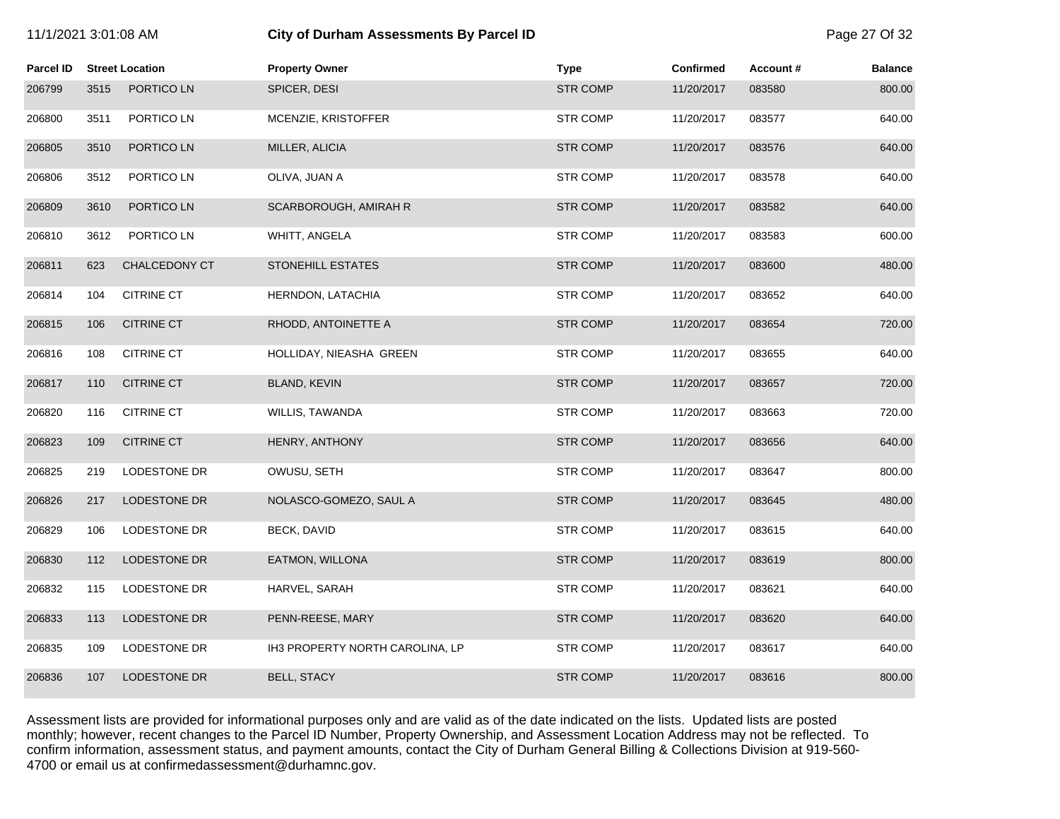# City of Durham Assessments By Parcel ID

| Parcel ID | Street Location | | Property Owner | Type | Confirmed | Account # | Balance |
|---|---|---|---|---|---|---|---|
| 206799 | 3515 | PORTICO LN | SPICER, DESI | STR COMP | 11/20/2017 | 083580 | 800.00 |
| 206800 | 3511 | PORTICO LN | MCENZIE, KRISTOFFER | STR COMP | 11/20/2017 | 083577 | 640.00 |
| 206805 | 3510 | PORTICO LN | MILLER, ALICIA | STR COMP | 11/20/2017 | 083576 | 640.00 |
| 206806 | 3512 | PORTICO LN | OLIVA, JUAN A | STR COMP | 11/20/2017 | 083578 | 640.00 |
| 206809 | 3610 | PORTICO LN | SCARBOROUGH, AMIRAH R | STR COMP | 11/20/2017 | 083582 | 640.00 |
| 206810 | 3612 | PORTICO LN | WHITT, ANGELA | STR COMP | 11/20/2017 | 083583 | 600.00 |
| 206811 | 623 | CHALCEDONY CT | STONEHILL ESTATES | STR COMP | 11/20/2017 | 083600 | 480.00 |
| 206814 | 104 | CITRINE CT | HERNDON, LATACHIA | STR COMP | 11/20/2017 | 083652 | 640.00 |
| 206815 | 106 | CITRINE CT | RHODD, ANTOINETTE A | STR COMP | 11/20/2017 | 083654 | 720.00 |
| 206816 | 108 | CITRINE CT | HOLLIDAY, NIEASHA GREEN | STR COMP | 11/20/2017 | 083655 | 640.00 |
| 206817 | 110 | CITRINE CT | BLAND, KEVIN | STR COMP | 11/20/2017 | 083657 | 720.00 |
| 206820 | 116 | CITRINE CT | WILLIS, TAWANDA | STR COMP | 11/20/2017 | 083663 | 720.00 |
| 206823 | 109 | CITRINE CT | HENRY, ANTHONY | STR COMP | 11/20/2017 | 083656 | 640.00 |
| 206825 | 219 | LODESTONE DR | OWUSU, SETH | STR COMP | 11/20/2017 | 083647 | 800.00 |
| 206826 | 217 | LODESTONE DR | NOLASCO-GOMEZO, SAUL A | STR COMP | 11/20/2017 | 083645 | 480.00 |
| 206829 | 106 | LODESTONE DR | BECK, DAVID | STR COMP | 11/20/2017 | 083615 | 640.00 |
| 206830 | 112 | LODESTONE DR | EATMON, WILLONA | STR COMP | 11/20/2017 | 083619 | 800.00 |
| 206832 | 115 | LODESTONE DR | HARVEL, SARAH | STR COMP | 11/20/2017 | 083621 | 640.00 |
| 206833 | 113 | LODESTONE DR | PENN-REESE, MARY | STR COMP | 11/20/2017 | 083620 | 640.00 |
| 206835 | 109 | LODESTONE DR | IH3 PROPERTY NORTH CAROLINA, LP | STR COMP | 11/20/2017 | 083617 | 640.00 |
| 206836 | 107 | LODESTONE DR | BELL, STACY | STR COMP | 11/20/2017 | 083616 | 800.00 |

Assessment lists are provided for informational purposes only and are valid as of the date indicated on the lists. Updated lists are posted monthly; however, recent changes to the Parcel ID Number, Property Ownership, and Assessment Location Address may not be reflected. To confirm information, assessment status, and payment amounts, contact the City of Durham General Billing & Collections Division at 919-560-4700 or email us at confirmedassessment@durhamnc.gov.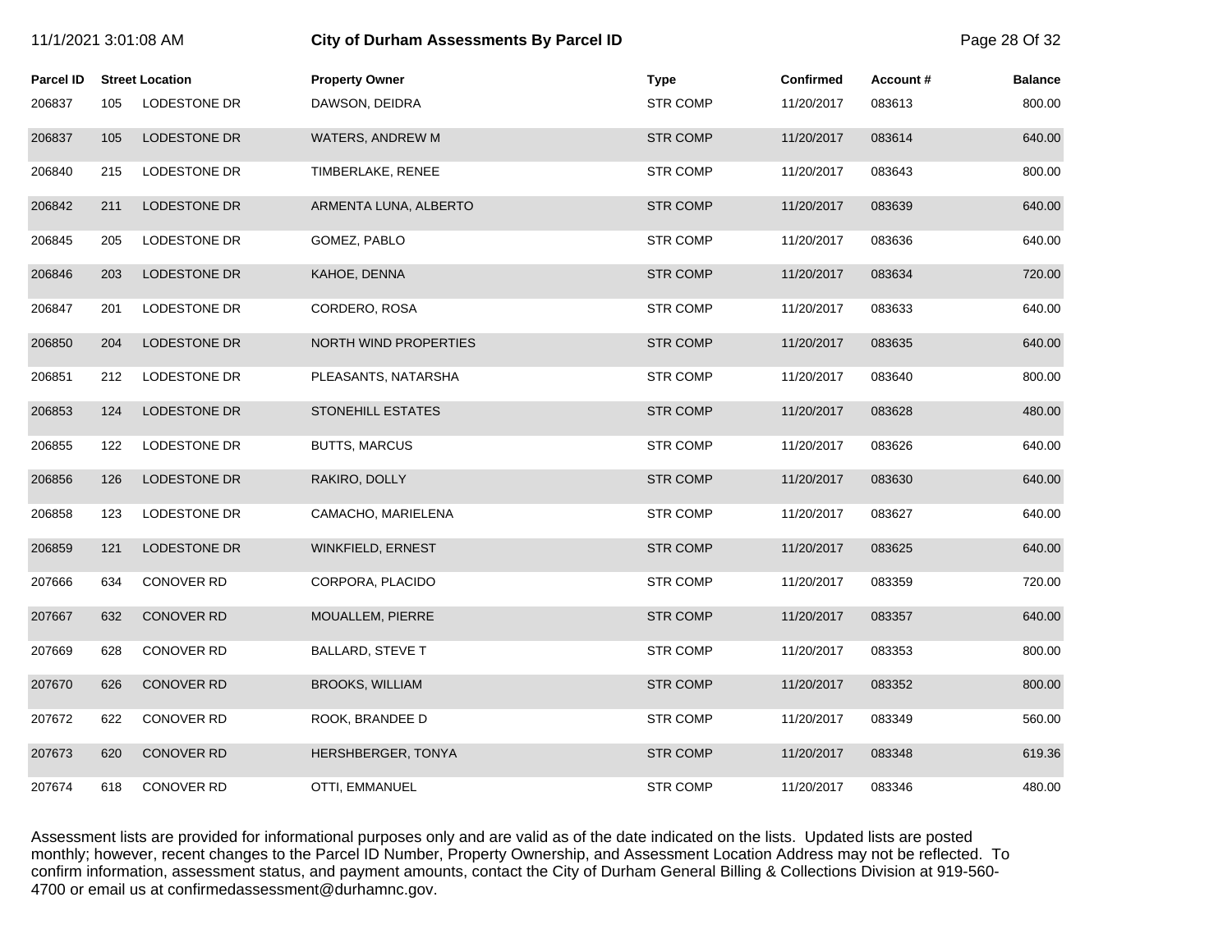# City of Durham Assessments By Parcel ID

| Parcel ID | Street Location | | Property Owner | Type | Confirmed | Account # | Balance |
|---|---|---|---|---|---|---|---|
| 206837 | 105 | LODESTONE DR | DAWSON, DEIDRA | STR COMP | 11/20/2017 | 083613 | 800.00 |
| 206837 | 105 | LODESTONE DR | WATERS, ANDREW M | STR COMP | 11/20/2017 | 083614 | 640.00 |
| 206840 | 215 | LODESTONE DR | TIMBERLAKE, RENEE | STR COMP | 11/20/2017 | 083643 | 800.00 |
| 206842 | 211 | LODESTONE DR | ARMENTA LUNA, ALBERTO | STR COMP | 11/20/2017 | 083639 | 640.00 |
| 206845 | 205 | LODESTONE DR | GOMEZ, PABLO | STR COMP | 11/20/2017 | 083636 | 640.00 |
| 206846 | 203 | LODESTONE DR | KAHOE, DENNA | STR COMP | 11/20/2017 | 083634 | 720.00 |
| 206847 | 201 | LODESTONE DR | CORDERO, ROSA | STR COMP | 11/20/2017 | 083633 | 640.00 |
| 206850 | 204 | LODESTONE DR | NORTH WIND PROPERTIES | STR COMP | 11/20/2017 | 083635 | 640.00 |
| 206851 | 212 | LODESTONE DR | PLEASANTS, NATARSHA | STR COMP | 11/20/2017 | 083640 | 800.00 |
| 206853 | 124 | LODESTONE DR | STONEHILL ESTATES | STR COMP | 11/20/2017 | 083628 | 480.00 |
| 206855 | 122 | LODESTONE DR | BUTTS, MARCUS | STR COMP | 11/20/2017 | 083626 | 640.00 |
| 206856 | 126 | LODESTONE DR | RAKIRO, DOLLY | STR COMP | 11/20/2017 | 083630 | 640.00 |
| 206858 | 123 | LODESTONE DR | CAMACHO, MARIELENA | STR COMP | 11/20/2017 | 083627 | 640.00 |
| 206859 | 121 | LODESTONE DR | WINKFIELD, ERNEST | STR COMP | 11/20/2017 | 083625 | 640.00 |
| 207666 | 634 | CONOVER RD | CORPORA, PLACIDO | STR COMP | 11/20/2017 | 083359 | 720.00 |
| 207667 | 632 | CONOVER RD | MOUALLEM, PIERRE | STR COMP | 11/20/2017 | 083357 | 640.00 |
| 207669 | 628 | CONOVER RD | BALLARD, STEVE T | STR COMP | 11/20/2017 | 083353 | 800.00 |
| 207670 | 626 | CONOVER RD | BROOKS, WILLIAM | STR COMP | 11/20/2017 | 083352 | 800.00 |
| 207672 | 622 | CONOVER RD | ROOK, BRANDEE D | STR COMP | 11/20/2017 | 083349 | 560.00 |
| 207673 | 620 | CONOVER RD | HERSHBERGER, TONYA | STR COMP | 11/20/2017 | 083348 | 619.36 |
| 207674 | 618 | CONOVER RD | OTTI, EMMANUEL | STR COMP | 11/20/2017 | 083346 | 480.00 |

Assessment lists are provided for informational purposes only and are valid as of the date indicated on the lists. Updated lists are posted monthly; however, recent changes to the Parcel ID Number, Property Ownership, and Assessment Location Address may not be reflected. To confirm information, assessment status, and payment amounts, contact the City of Durham General Billing & Collections Division at 919-560-4700 or email us at confirmedassessment@durhamnc.gov.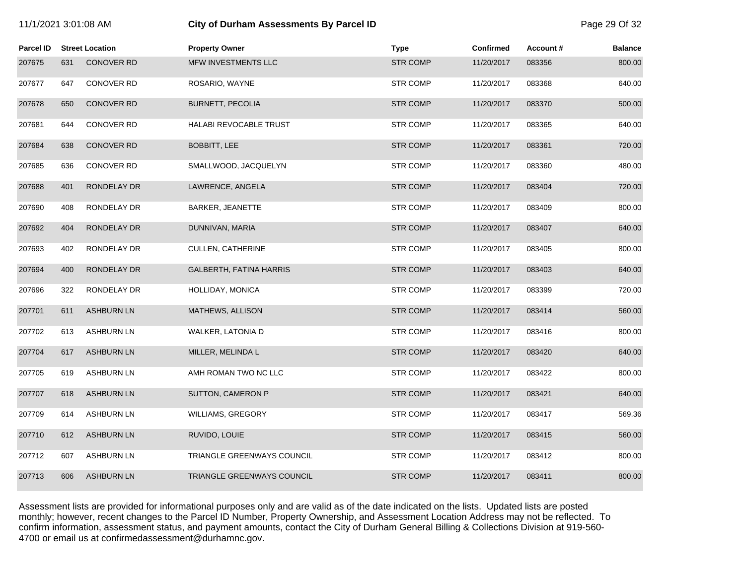| Parcel ID | Street Location | | Property Owner | Type | Confirmed | Account # | Balance |
|---|---|---|---|---|---|---|---|
| 207675 | 631 | CONOVER RD | MFW INVESTMENTS LLC | STR COMP | 11/20/2017 | 083356 | 800.00 |
| 207677 | 647 | CONOVER RD | ROSARIO, WAYNE | STR COMP | 11/20/2017 | 083368 | 640.00 |
| 207678 | 650 | CONOVER RD | BURNETT, PECOLIA | STR COMP | 11/20/2017 | 083370 | 500.00 |
| 207681 | 644 | CONOVER RD | HALABI REVOCABLE TRUST | STR COMP | 11/20/2017 | 083365 | 640.00 |
| 207684 | 638 | CONOVER RD | BOBBITT, LEE | STR COMP | 11/20/2017 | 083361 | 720.00 |
| 207685 | 636 | CONOVER RD | SMALLWOOD, JACQUELYN | STR COMP | 11/20/2017 | 083360 | 480.00 |
| 207688 | 401 | RONDELAY DR | LAWRENCE, ANGELA | STR COMP | 11/20/2017 | 083404 | 720.00 |
| 207690 | 408 | RONDELAY DR | BARKER, JEANETTE | STR COMP | 11/20/2017 | 083409 | 800.00 |
| 207692 | 404 | RONDELAY DR | DUNNIVAN, MARIA | STR COMP | 11/20/2017 | 083407 | 640.00 |
| 207693 | 402 | RONDELAY DR | CULLEN, CATHERINE | STR COMP | 11/20/2017 | 083405 | 800.00 |
| 207694 | 400 | RONDELAY DR | GALBERTH, FATINA HARRIS | STR COMP | 11/20/2017 | 083403 | 640.00 |
| 207696 | 322 | RONDELAY DR | HOLLIDAY, MONICA | STR COMP | 11/20/2017 | 083399 | 720.00 |
| 207701 | 611 | ASHBURN LN | MATHEWS, ALLISON | STR COMP | 11/20/2017 | 083414 | 560.00 |
| 207702 | 613 | ASHBURN LN | WALKER, LATONIA D | STR COMP | 11/20/2017 | 083416 | 800.00 |
| 207704 | 617 | ASHBURN LN | MILLER, MELINDA L | STR COMP | 11/20/2017 | 083420 | 640.00 |
| 207705 | 619 | ASHBURN LN | AMH ROMAN TWO NC LLC | STR COMP | 11/20/2017 | 083422 | 800.00 |
| 207707 | 618 | ASHBURN LN | SUTTON, CAMERON P | STR COMP | 11/20/2017 | 083421 | 640.00 |
| 207709 | 614 | ASHBURN LN | WILLIAMS, GREGORY | STR COMP | 11/20/2017 | 083417 | 569.36 |
| 207710 | 612 | ASHBURN LN | RUVIDO, LOUIE | STR COMP | 11/20/2017 | 083415 | 560.00 |
| 207712 | 607 | ASHBURN LN | TRIANGLE GREENWAYS COUNCIL | STR COMP | 11/20/2017 | 083412 | 800.00 |
| 207713 | 606 | ASHBURN LN | TRIANGLE GREENWAYS COUNCIL | STR COMP | 11/20/2017 | 083411 | 800.00 |

Assessment lists are provided for informational purposes only and are valid as of the date indicated on the lists. Updated lists are posted monthly; however, recent changes to the Parcel ID Number, Property Ownership, and Assessment Location Address may not be reflected. To confirm information, assessment status, and payment amounts, contact the City of Durham General Billing & Collections Division at 919-560-4700 or email us at confirmedassessment@durhamnc.gov.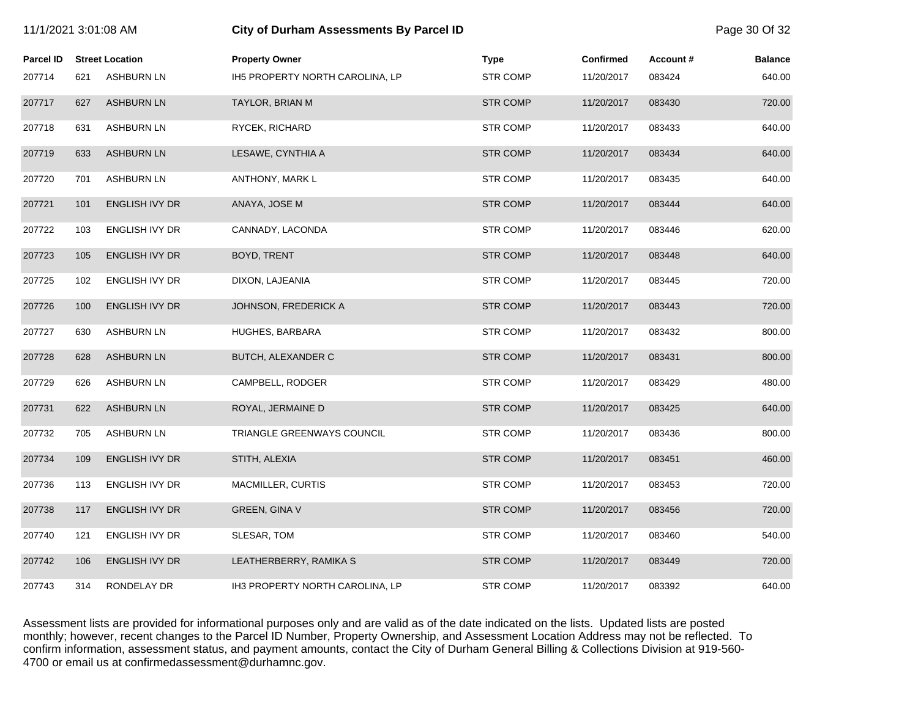| Parcel ID | Street Location | | Property Owner | Type | Confirmed | Account # | Balance |
|---|---|---|---|---|---|---|---|
| 207714 | 621 | ASHBURN LN | IH5 PROPERTY NORTH CAROLINA, LP | STR COMP | 11/20/2017 | 083424 | 640.00 |
| 207717 | 627 | ASHBURN LN | TAYLOR, BRIAN M | STR COMP | 11/20/2017 | 083430 | 720.00 |
| 207718 | 631 | ASHBURN LN | RYCEK, RICHARD | STR COMP | 11/20/2017 | 083433 | 640.00 |
| 207719 | 633 | ASHBURN LN | LESAWE, CYNTHIA A | STR COMP | 11/20/2017 | 083434 | 640.00 |
| 207720 | 701 | ASHBURN LN | ANTHONY, MARK L | STR COMP | 11/20/2017 | 083435 | 640.00 |
| 207721 | 101 | ENGLISH IVY DR | ANAYA, JOSE M | STR COMP | 11/20/2017 | 083444 | 640.00 |
| 207722 | 103 | ENGLISH IVY DR | CANNADY, LACONDA | STR COMP | 11/20/2017 | 083446 | 620.00 |
| 207723 | 105 | ENGLISH IVY DR | BOYD, TRENT | STR COMP | 11/20/2017 | 083448 | 640.00 |
| 207725 | 102 | ENGLISH IVY DR | DIXON, LAJEANIA | STR COMP | 11/20/2017 | 083445 | 720.00 |
| 207726 | 100 | ENGLISH IVY DR | JOHNSON, FREDERICK A | STR COMP | 11/20/2017 | 083443 | 720.00 |
| 207727 | 630 | ASHBURN LN | HUGHES, BARBARA | STR COMP | 11/20/2017 | 083432 | 800.00 |
| 207728 | 628 | ASHBURN LN | BUTCH, ALEXANDER C | STR COMP | 11/20/2017 | 083431 | 800.00 |
| 207729 | 626 | ASHBURN LN | CAMPBELL, RODGER | STR COMP | 11/20/2017 | 083429 | 480.00 |
| 207731 | 622 | ASHBURN LN | ROYAL, JERMAINE D | STR COMP | 11/20/2017 | 083425 | 640.00 |
| 207732 | 705 | ASHBURN LN | TRIANGLE GREENWAYS COUNCIL | STR COMP | 11/20/2017 | 083436 | 800.00 |
| 207734 | 109 | ENGLISH IVY DR | STITH, ALEXIA | STR COMP | 11/20/2017 | 083451 | 460.00 |
| 207736 | 113 | ENGLISH IVY DR | MACMILLER, CURTIS | STR COMP | 11/20/2017 | 083453 | 720.00 |
| 207738 | 117 | ENGLISH IVY DR | GREEN, GINA V | STR COMP | 11/20/2017 | 083456 | 720.00 |
| 207740 | 121 | ENGLISH IVY DR | SLESAR, TOM | STR COMP | 11/20/2017 | 083460 | 540.00 |
| 207742 | 106 | ENGLISH IVY DR | LEATHERBERRY, RAMIKA S | STR COMP | 11/20/2017 | 083449 | 720.00 |
| 207743 | 314 | RONDELAY DR | IH3 PROPERTY NORTH CAROLINA, LP | STR COMP | 11/20/2017 | 083392 | 640.00 |

Assessment lists are provided for informational purposes only and are valid as of the date indicated on the lists. Updated lists are posted monthly; however, recent changes to the Parcel ID Number, Property Ownership, and Assessment Location Address may not be reflected. To confirm information, assessment status, and payment amounts, contact the City of Durham General Billing & Collections Division at 919-560-4700 or email us at confirmedassessment@durhamnc.gov.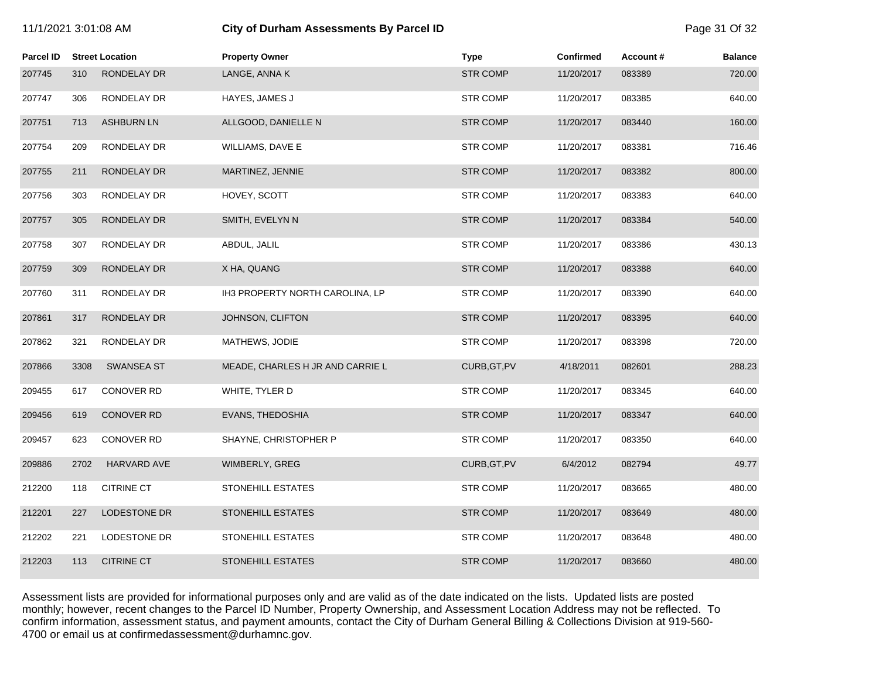| Parcel ID | Street Location | | Property Owner | Type | Confirmed | Account # | Balance |
|---|---|---|---|---|---|---|---|
| 207745 | 310 | RONDELAY DR | LANGE, ANNA K | STR COMP | 11/20/2017 | 083389 | 720.00 |
| 207747 | 306 | RONDELAY DR | HAYES, JAMES J | STR COMP | 11/20/2017 | 083385 | 640.00 |
| 207751 | 713 | ASHBURN LN | ALLGOOD, DANIELLE N | STR COMP | 11/20/2017 | 083440 | 160.00 |
| 207754 | 209 | RONDELAY DR | WILLIAMS, DAVE E | STR COMP | 11/20/2017 | 083381 | 716.46 |
| 207755 | 211 | RONDELAY DR | MARTINEZ, JENNIE | STR COMP | 11/20/2017 | 083382 | 800.00 |
| 207756 | 303 | RONDELAY DR | HOVEY, SCOTT | STR COMP | 11/20/2017 | 083383 | 640.00 |
| 207757 | 305 | RONDELAY DR | SMITH, EVELYN N | STR COMP | 11/20/2017 | 083384 | 540.00 |
| 207758 | 307 | RONDELAY DR | ABDUL, JALIL | STR COMP | 11/20/2017 | 083386 | 430.13 |
| 207759 | 309 | RONDELAY DR | X HA, QUANG | STR COMP | 11/20/2017 | 083388 | 640.00 |
| 207760 | 311 | RONDELAY DR | IH3 PROPERTY NORTH CAROLINA, LP | STR COMP | 11/20/2017 | 083390 | 640.00 |
| 207861 | 317 | RONDELAY DR | JOHNSON, CLIFTON | STR COMP | 11/20/2017 | 083395 | 640.00 |
| 207862 | 321 | RONDELAY DR | MATHEWS, JODIE | STR COMP | 11/20/2017 | 083398 | 720.00 |
| 207866 | 3308 | SWANSEA ST | MEADE, CHARLES H JR AND CARRIE L | CURB,GT,PV | 4/18/2011 | 082601 | 288.23 |
| 209455 | 617 | CONOVER RD | WHITE, TYLER D | STR COMP | 11/20/2017 | 083345 | 640.00 |
| 209456 | 619 | CONOVER RD | EVANS, THEDOSHIA | STR COMP | 11/20/2017 | 083347 | 640.00 |
| 209457 | 623 | CONOVER RD | SHAYNE, CHRISTOPHER P | STR COMP | 11/20/2017 | 083350 | 640.00 |
| 209886 | 2702 | HARVARD AVE | WIMBERLY, GREG | CURB,GT,PV | 6/4/2012 | 082794 | 49.77 |
| 212200 | 118 | CITRINE CT | STONEHILL ESTATES | STR COMP | 11/20/2017 | 083665 | 480.00 |
| 212201 | 227 | LODESTONE DR | STONEHILL ESTATES | STR COMP | 11/20/2017 | 083649 | 480.00 |
| 212202 | 221 | LODESTONE DR | STONEHILL ESTATES | STR COMP | 11/20/2017 | 083648 | 480.00 |
| 212203 | 113 | CITRINE CT | STONEHILL ESTATES | STR COMP | 11/20/2017 | 083660 | 480.00 |

Assessment lists are provided for informational purposes only and are valid as of the date indicated on the lists. Updated lists are posted monthly; however, recent changes to the Parcel ID Number, Property Ownership, and Assessment Location Address may not be reflected. To confirm information, assessment status, and payment amounts, contact the City of Durham General Billing & Collections Division at 919-560-4700 or email us at confirmedassessment@durhamnc.gov.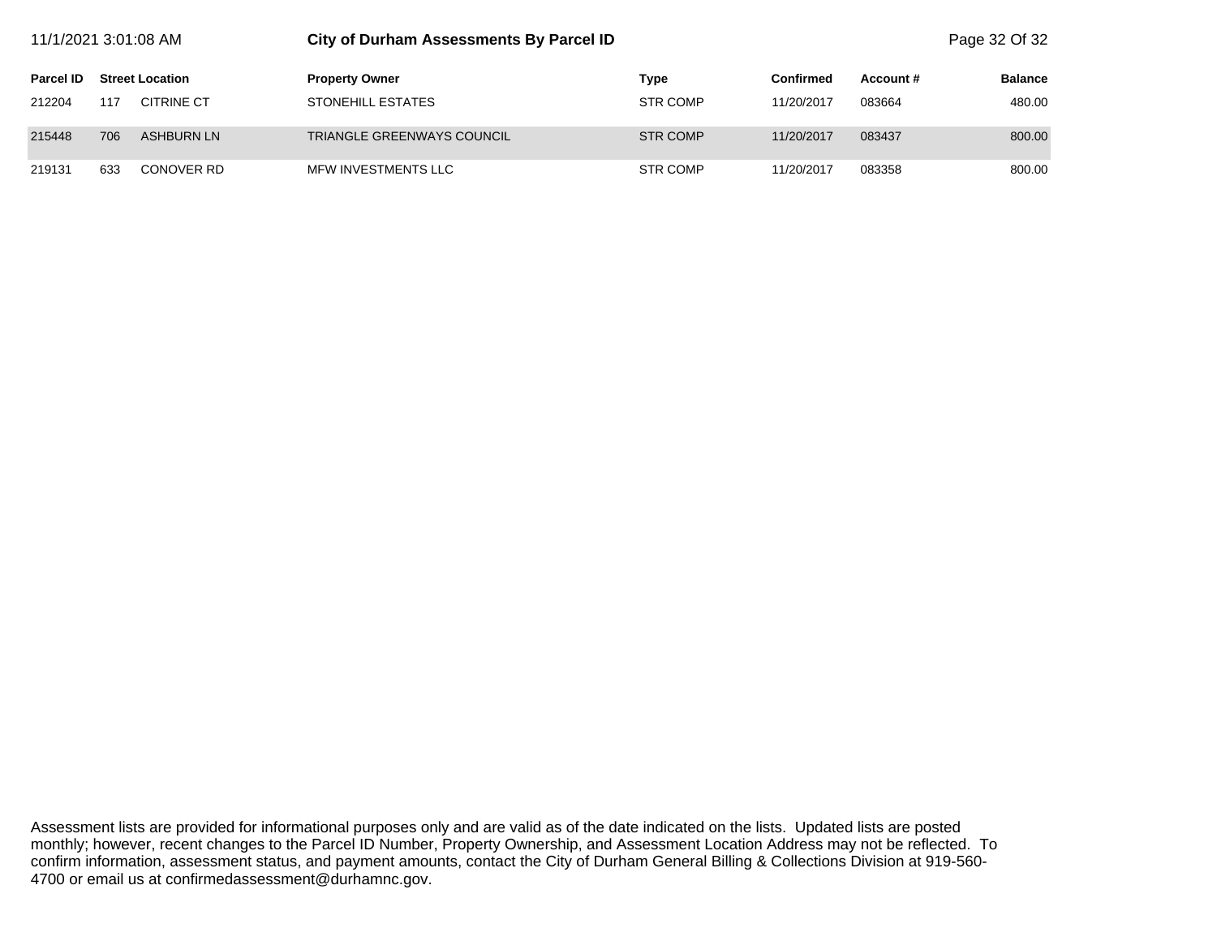| Parcel ID | Street Location | | Property Owner | Type | Confirmed | Account # | Balance |
|---|---|---|---|---|---|---|---|
| 212204 | 117 | CITRINE CT | STONEHILL ESTATES | STR COMP | 11/20/2017 | 083664 | 480.00 |
| 215448 | 706 | ASHBURN LN | TRIANGLE GREENWAYS COUNCIL | STR COMP | 11/20/2017 | 083437 | 800.00 |
| 219131 | 633 | CONOVER RD | MFW INVESTMENTS LLC | STR COMP | 11/20/2017 | 083358 | 800.00 |

Assessment lists are provided for informational purposes only and are valid as of the date indicated on the lists. Updated lists are posted monthly; however, recent changes to the Parcel ID Number, Property Ownership, and Assessment Location Address may not be reflected. To confirm information, assessment status, and payment amounts, contact the City of Durham General Billing & Collections Division at 919-560-4700 or email us at confirmedassessment@durhamnc.gov.